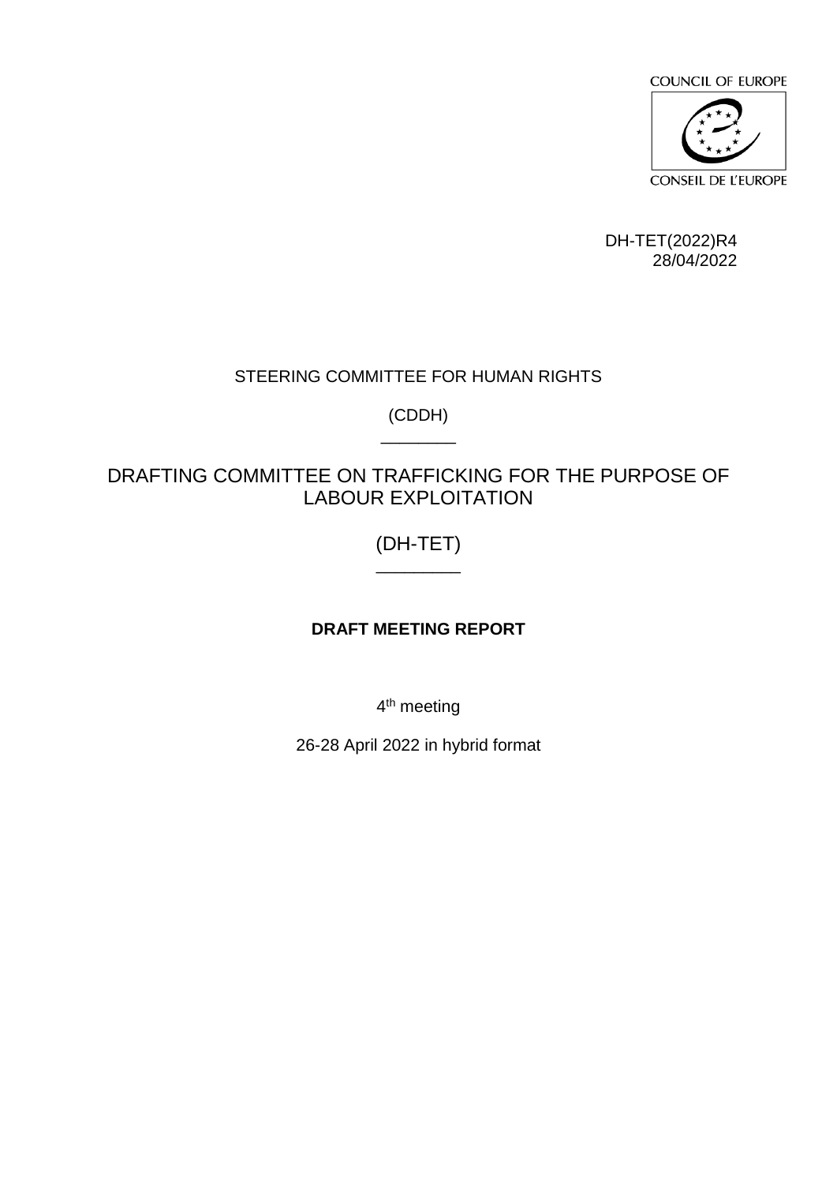COUNCIL OF EUROPE

CONSEIL DE L'EUROPE

DH-TET(2022)R4
28/04/2022

STEERING COMMITTEE FOR HUMAN RIGHTS

(CDDH)

________

# DRAFTING COMMITTEE ON TRAFFICKING FOR THE PURPOSE OF LABOUR EXPLOITATION

(DH-TET)

________

**DRAFT MEETING REPORT**

4th meeting

26-28 April 2022 in hybrid format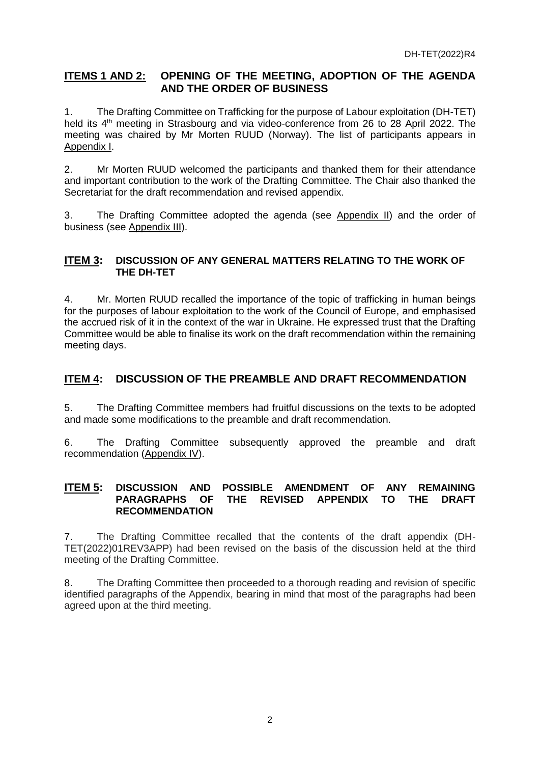## ITEMS 1 AND 2: OPENING OF THE MEETING, ADOPTION OF THE AGENDA AND THE ORDER OF BUSINESS

1. The Drafting Committee on Trafficking for the purpose of Labour exploitation (DH-TET) held its 4th meeting in Strasbourg and via video-conference from 26 to 28 April 2022. The meeting was chaired by Mr Morten RUUD (Norway). The list of participants appears in Appendix I.

2. Mr Morten RUUD welcomed the participants and thanked them for their attendance and important contribution to the work of the Drafting Committee. The Chair also thanked the Secretariat for the draft recommendation and revised appendix.

3. The Drafting Committee adopted the agenda (see Appendix II) and the order of business (see Appendix III).

## ITEM 3: DISCUSSION OF ANY GENERAL MATTERS RELATING TO THE WORK OF THE DH-TET

4. Mr. Morten RUUD recalled the importance of the topic of trafficking in human beings for the purposes of labour exploitation to the work of the Council of Europe, and emphasised the accrued risk of it in the context of the war in Ukraine. He expressed trust that the Drafting Committee would be able to finalise its work on the draft recommendation within the remaining meeting days.

## ITEM 4: DISCUSSION OF THE PREAMBLE AND DRAFT RECOMMENDATION

5. The Drafting Committee members had fruitful discussions on the texts to be adopted and made some modifications to the preamble and draft recommendation.

6. The Drafting Committee subsequently approved the preamble and draft recommendation (Appendix IV).

## ITEM 5: DISCUSSION AND POSSIBLE AMENDMENT OF ANY REMAINING PARAGRAPHS OF THE REVISED APPENDIX TO THE DRAFT RECOMMENDATION

7. The Drafting Committee recalled that the contents of the draft appendix (DH-TET(2022)01REV3APP) had been revised on the basis of the discussion held at the third meeting of the Drafting Committee.

8. The Drafting Committee then proceeded to a thorough reading and revision of specific identified paragraphs of the Appendix, bearing in mind that most of the paragraphs had been agreed upon at the third meeting.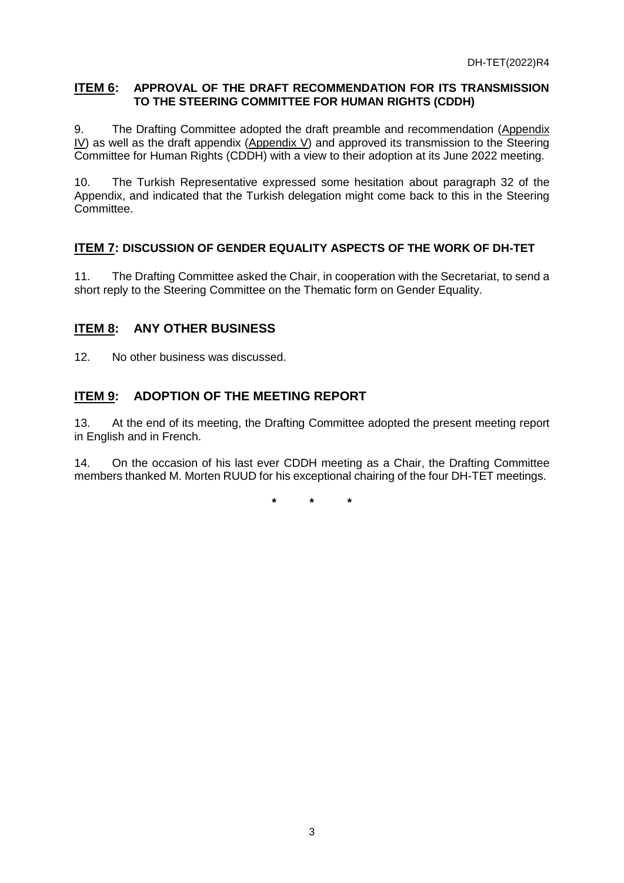## ITEM 6: APPROVAL OF THE DRAFT RECOMMENDATION FOR ITS TRANSMISSION TO THE STEERING COMMITTEE FOR HUMAN RIGHTS (CDDH)

9. The Drafting Committee adopted the draft preamble and recommendation (Appendix IV) as well as the draft appendix (Appendix V) and approved its transmission to the Steering Committee for Human Rights (CDDH) with a view to their adoption at its June 2022 meeting.

10. The Turkish Representative expressed some hesitation about paragraph 32 of the Appendix, and indicated that the Turkish delegation might come back to this in the Steering Committee.

## ITEM 7: DISCUSSION OF GENDER EQUALITY ASPECTS OF THE WORK OF DH-TET

11. The Drafting Committee asked the Chair, in cooperation with the Secretariat, to send a short reply to the Steering Committee on the Thematic form on Gender Equality.

## ITEM 8: ANY OTHER BUSINESS

12. No other business was discussed.

## ITEM 9: ADOPTION OF THE MEETING REPORT

13. At the end of its meeting, the Drafting Committee adopted the present meeting report in English and in French.

14. On the occasion of his last ever CDDH meeting as a Chair, the Drafting Committee members thanked M. Morten RUUD for his exceptional chairing of the four DH-TET meetings.

\* \* \*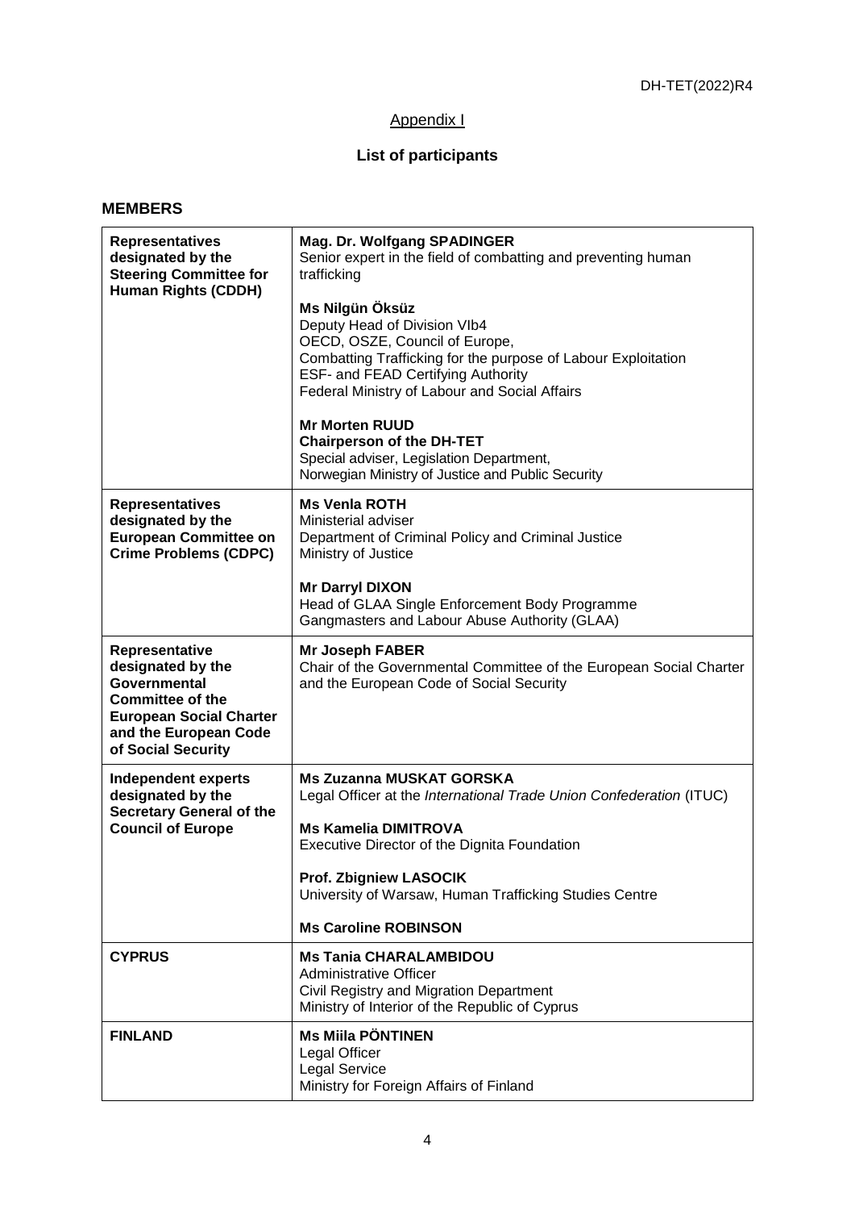Appendix I

## List of participants

### MEMBERS

| | |
|---|---|
| **Representatives designated by the Steering Committee for Human Rights (CDDH)** | **Mag. Dr. Wolfgang SPADINGER**<br>Senior expert in the field of combatting and preventing human trafficking<br><br>**Ms Nilgün Öksüz**<br>Deputy Head of Division VIb4<br>OECD, OSZE, Council of Europe,<br>Combatting Trafficking for the purpose of Labour Exploitation<br>ESF- and FEAD Certifying Authority<br>Federal Ministry of Labour and Social Affairs<br><br>**Mr Morten RUUD**<br>**Chairperson of the DH-TET**<br>Special adviser, Legislation Department,<br>Norwegian Ministry of Justice and Public Security |
| **Representatives designated by the European Committee on Crime Problems (CDPC)** | **Ms Venla ROTH**<br>Ministerial adviser<br>Department of Criminal Policy and Criminal Justice<br>Ministry of Justice<br><br>**Mr Darryl DIXON**<br>Head of GLAA Single Enforcement Body Programme<br>Gangmasters and Labour Abuse Authority (GLAA) |
| **Representative designated by the Governmental Committee of the European Social Charter and the European Code of Social Security** | **Mr Joseph FABER**<br>Chair of the Governmental Committee of the European Social Charter and the European Code of Social Security |
| **Independent experts designated by the Secretary General of the Council of Europe** | **Ms Zuzanna MUSKAT GORSKA**<br>Legal Officer at the *International Trade Union Confederation* (ITUC)<br><br>**Ms Kamelia DIMITROVA**<br>Executive Director of the Dignita Foundation<br><br>**Prof. Zbigniew LASOCIK**<br>University of Warsaw, Human Trafficking Studies Centre<br><br>**Ms Caroline ROBINSON** |
| **CYPRUS** | **Ms Tania CHARALAMBIDOU**<br>Administrative Officer<br>Civil Registry and Migration Department<br>Ministry of Interior of the Republic of Cyprus |
| **FINLAND** | **Ms Miila PÖNTINEN**<br>Legal Officer<br>Legal Service<br>Ministry for Foreign Affairs of Finland |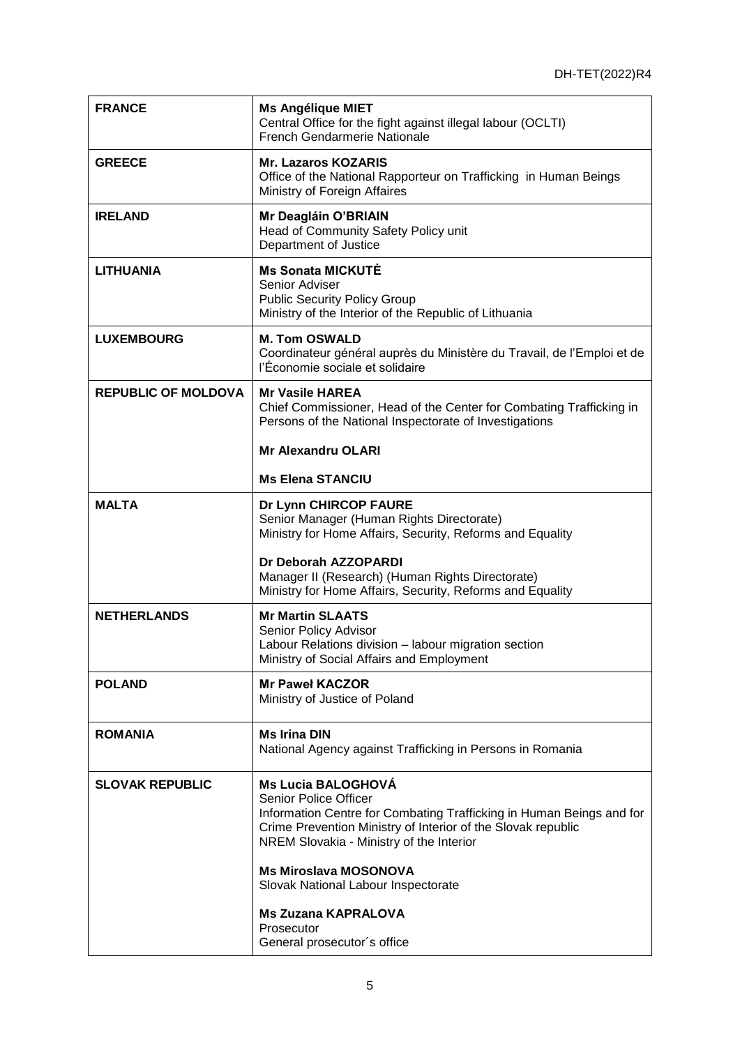| | |
|---|---|
| **FRANCE** | **Ms Angélique MIET**<br>Central Office for the fight against illegal labour (OCLTI)<br>French Gendarmerie Nationale |
| **GREECE** | **Mr. Lazaros KOZARIS**<br>Office of the National Rapporteur on Trafficking in Human Beings<br>Ministry of Foreign Affaires |
| **IRELAND** | **Mr Deagláin O'BRIAIN**<br>Head of Community Safety Policy unit<br>Department of Justice |
| **LITHUANIA** | **Ms Sonata MICKUTĖ**<br>Senior Adviser<br>Public Security Policy Group<br>Ministry of the Interior of the Republic of Lithuania |
| **LUXEMBOURG** | **M. Tom OSWALD**<br>Coordinateur général auprès du Ministère du Travail, de l'Emploi et de l'Économie sociale et solidaire |
| **REPUBLIC OF MOLDOVA** | **Mr Vasile HAREA**<br>Chief Commissioner, Head of the Center for Combating Trafficking in Persons of the National Inspectorate of Investigations<br><br>**Mr Alexandru OLARI**<br><br>**Ms Elena STANCIU** |
| **MALTA** | **Dr Lynn CHIRCOP FAURE**<br>Senior Manager (Human Rights Directorate)<br>Ministry for Home Affairs, Security, Reforms and Equality<br><br>**Dr Deborah AZZOPARDI**<br>Manager II (Research) (Human Rights Directorate)<br>Ministry for Home Affairs, Security, Reforms and Equality |
| **NETHERLANDS** | **Mr Martin SLAATS**<br>Senior Policy Advisor<br>Labour Relations division – labour migration section<br>Ministry of Social Affairs and Employment |
| **POLAND** | **Mr Paweł KACZOR**<br>Ministry of Justice of Poland |
| **ROMANIA** | **Ms Irina DIN**<br>National Agency against Trafficking in Persons in Romania |
| **SLOVAK REPUBLIC** | **Ms Lucia BALOGHOVÁ**<br>Senior Police Officer<br>Information Centre for Combating Trafficking in Human Beings and for Crime Prevention Ministry of Interior of the Slovak republic<br>NREM Slovakia - Ministry of the Interior<br><br>**Ms Miroslava MOSONOVA**<br>Slovak National Labour Inspectorate<br><br>**Ms Zuzana KAPRALOVA**<br>Prosecutor<br>General prosecutor´s office |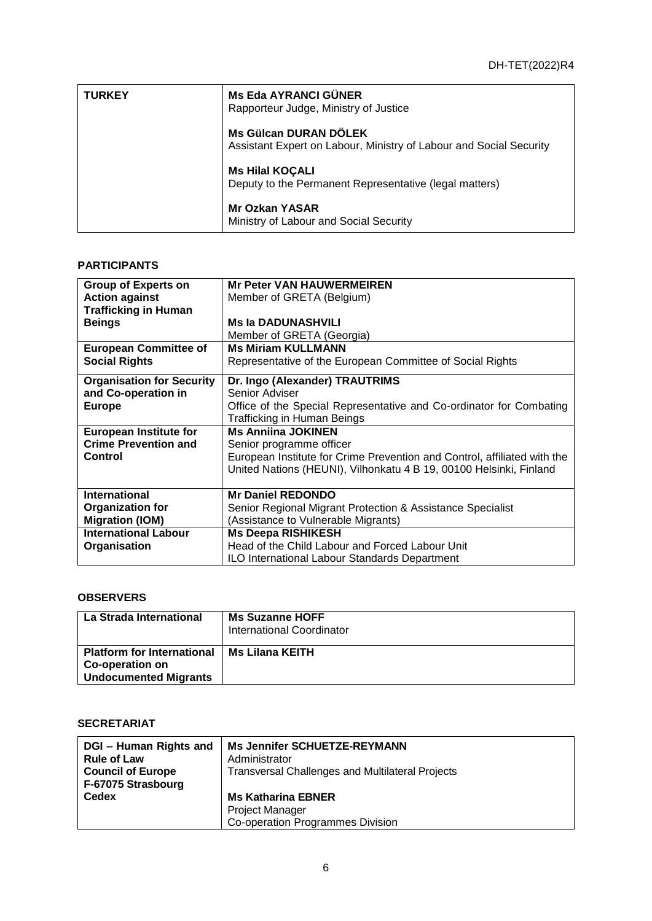| TURKEY | **Ms Eda AYRANCI GÜNER**<br>Rapporteur Judge, Ministry of Justice<br><br>**Ms Gülcan DURAN DÖLEK**<br>Assistant Expert on Labour, Ministry of Labour and Social Security<br><br>**Ms Hilal KOÇALI**<br>Deputy to the Permanent Representative (legal matters)<br><br>**Mr Ozkan YASAR**<br>Ministry of Labour and Social Security |
|---|---|

## PARTICIPANTS

| **Group of Experts on Action against Trafficking in Human Beings** | **Mr Peter VAN HAUWERMEIREN**<br>Member of GRETA (Belgium)<br><br>**Ms Ia DADUNASHVILI**<br>Member of GRETA (Georgia) |
|---|---|
| **European Committee of Social Rights** | **Ms Miriam KULLMANN**<br>Representative of the European Committee of Social Rights |
| **Organisation for Security and Co-operation in Europe** | **Dr. Ingo (Alexander) TRAUTRIMS**<br>Senior Adviser<br>Office of the Special Representative and Co-ordinator for Combating Trafficking in Human Beings |
| **European Institute for Crime Prevention and Control** | **Ms Anniina JOKINEN**<br>Senior programme officer<br>European Institute for Crime Prevention and Control, affiliated with the United Nations (HEUNI), Vilhonkatu 4 B 19, 00100 Helsinki, Finland |
| **International Organization for Migration (IOM)** | **Mr Daniel REDONDO**<br>Senior Regional Migrant Protection & Assistance Specialist (Assistance to Vulnerable Migrants) |
| **International Labour Organisation** | **Ms Deepa RISHIKESH**<br>Head of the Child Labour and Forced Labour Unit<br>ILO International Labour Standards Department |

## OBSERVERS

| **La Strada International** | **Ms Suzanne HOFF**<br>International Coordinator |
|---|---|
| **Platform for International Co-operation on Undocumented Migrants** | **Ms Lilana KEITH** |

## SECRETARIAT

| **DGI – Human Rights and Rule of Law**<br>**Council of Europe**<br>**F-67075 Strasbourg Cedex** | **Ms Jennifer SCHUETZE-REYMANN**<br>Administrator<br>Transversal Challenges and Multilateral Projects<br><br>**Ms Katharina EBNER**<br>Project Manager<br>Co-operation Programmes Division |
|---|---|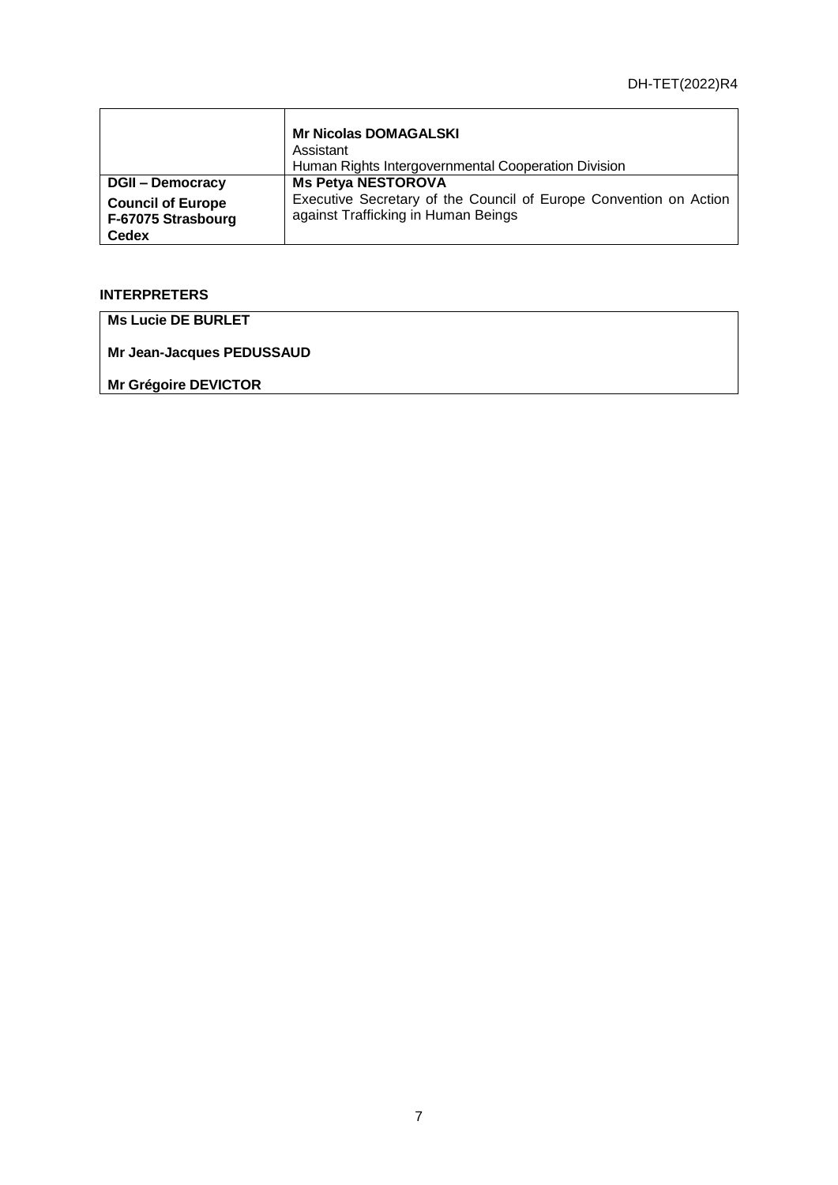| | |
|---|---|
| | **Mr Nicolas DOMAGALSKI**<br>Assistant<br>Human Rights Intergovernmental Cooperation Division |
| **DGII – Democracy**<br>**Council of Europe**<br>**F-67075 Strasbourg Cedex** | **Ms Petya NESTOROVA**<br>Executive Secretary of the Council of Europe Convention on Action against Trafficking in Human Beings |

**INTERPRETERS**

| |
|---|
| **Ms Lucie DE BURLET**<br>**Mr Jean-Jacques PEDUSSAUD**<br>**Mr Grégoire DEVICTOR** |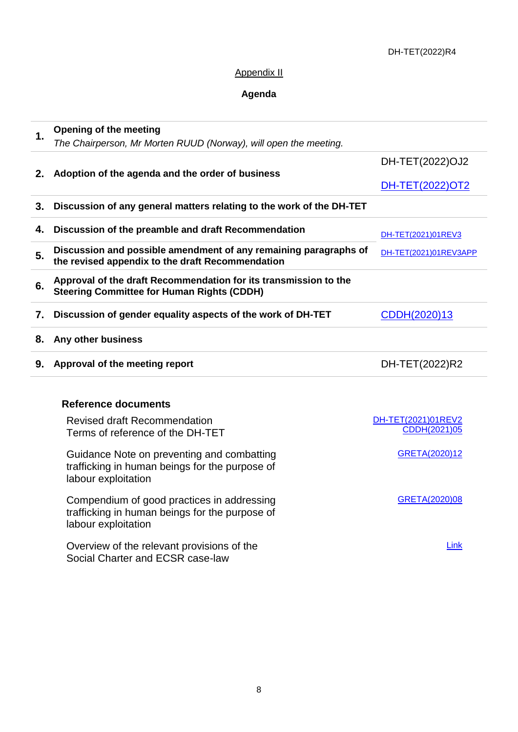## Appendix II

## Agenda

| | | |
|---|---|---|
| **1.** | **Opening of the meeting**<br>*The Chairperson, Mr Morten RUUD (Norway), will open the meeting.* | |
| **2.** | **Adoption of the agenda and the order of business** | DH-TET(2022)OJ2<br>DH-TET(2022)OT2 |
| **3.** | **Discussion of any general matters relating to the work of the DH-TET** | |
| **4.** | **Discussion of the preamble and draft Recommendation** | DH-TET(2021)01REV3 |
| **5.** | **Discussion and possible amendment of any remaining paragraphs of the revised appendix to the draft Recommendation** | DH-TET(2021)01REV3APP |
| **6.** | **Approval of the draft Recommendation for its transmission to the Steering Committee for Human Rights (CDDH)** | |
| **7.** | **Discussion of gender equality aspects of the work of DH-TET** | CDDH(2020)13 |
| **8.** | **Any other business** | |
| **9.** | **Approval of the meeting report** | DH-TET(2022)R2 |

**Reference documents**

| | |
|---|---|
| Revised draft Recommendation<br>Terms of reference of the DH-TET | DH-TET(2021)01REV2<br>CDDH(2021)05 |
| Guidance Note on preventing and combatting trafficking in human beings for the purpose of labour exploitation | GRETA(2020)12 |
| Compendium of good practices in addressing trafficking in human beings for the purpose of labour exploitation | GRETA(2020)08 |
| Overview of the relevant provisions of the Social Charter and ECSR case-law | Link |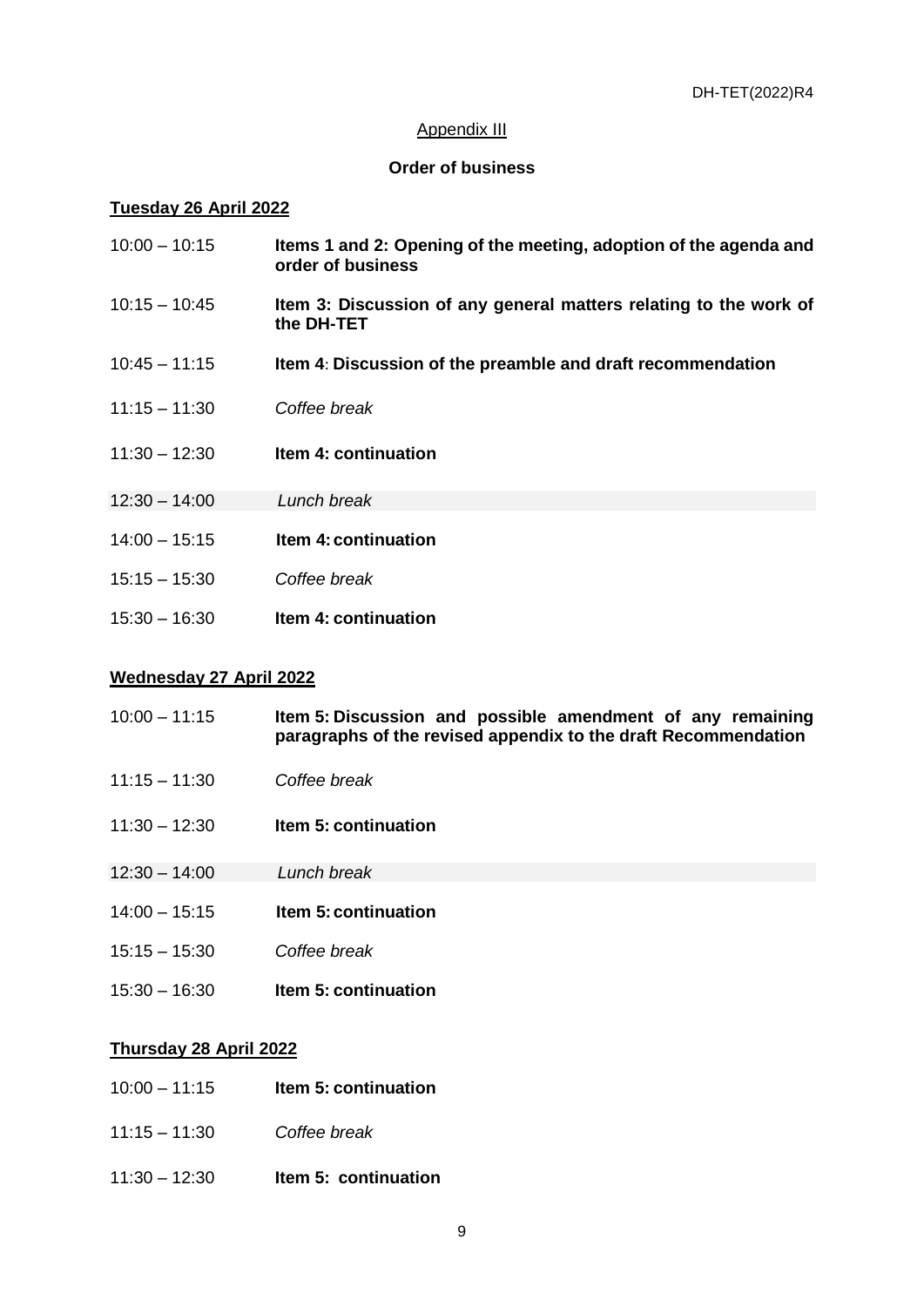Appendix III

**Order of business**

**Tuesday 26 April 2022**

| | |
|---|---|
| 10:00 – 10:15 | **Items 1 and 2: Opening of the meeting, adoption of the agenda and order of business** |
| 10:15 – 10:45 | **Item 3: Discussion of any general matters relating to the work of the DH-TET** |
| 10:45 – 11:15 | **Item 4: Discussion of the preamble and draft recommendation** |
| 11:15 – 11:30 | *Coffee break* |
| 11:30 – 12:30 | **Item 4: continuation** |
| 12:30 – 14:00 | *Lunch break* |
| 14:00 – 15:15 | **Item 4: continuation** |
| 15:15 – 15:30 | *Coffee break* |
| 15:30 – 16:30 | **Item 4: continuation** |

**Wednesday 27 April 2022**

| | |
|---|---|
| 10:00 – 11:15 | **Item 5: Discussion and possible amendment of any remaining paragraphs of the revised appendix to the draft Recommendation** |
| 11:15 – 11:30 | *Coffee break* |
| 11:30 – 12:30 | **Item 5: continuation** |
| 12:30 – 14:00 | *Lunch break* |
| 14:00 – 15:15 | **Item 5: continuation** |
| 15:15 – 15:30 | *Coffee break* |
| 15:30 – 16:30 | **Item 5: continuation** |

**Thursday 28 April 2022**

| | |
|---|---|
| 10:00 – 11:15 | **Item 5: continuation** |
| 11:15 – 11:30 | *Coffee break* |
| 11:30 – 12:30 | **Item 5: continuation** |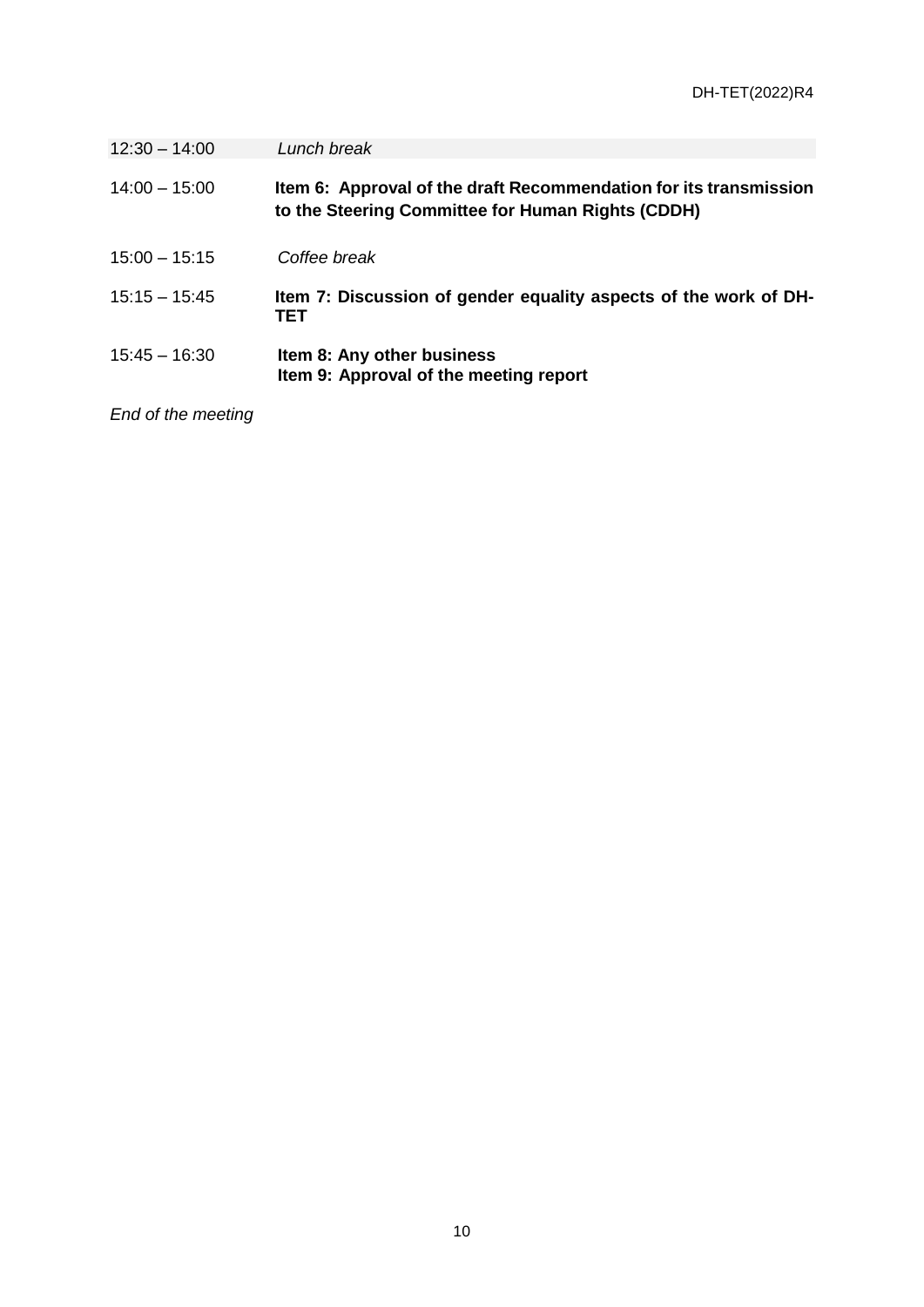| | |
|---|---|
| 12:30 – 14:00 | *Lunch break* |
| 14:00 – 15:00 | **Item 6: Approval of the draft Recommendation for its transmission to the Steering Committee for Human Rights (CDDH)** |
| 15:00 – 15:15 | *Coffee break* |
| 15:15 – 15:45 | **Item 7: Discussion of gender equality aspects of the work of DH-TET** |
| 15:45 – 16:30 | **Item 8: Any other business**<br>**Item 9: Approval of the meeting report** |

*End of the meeting*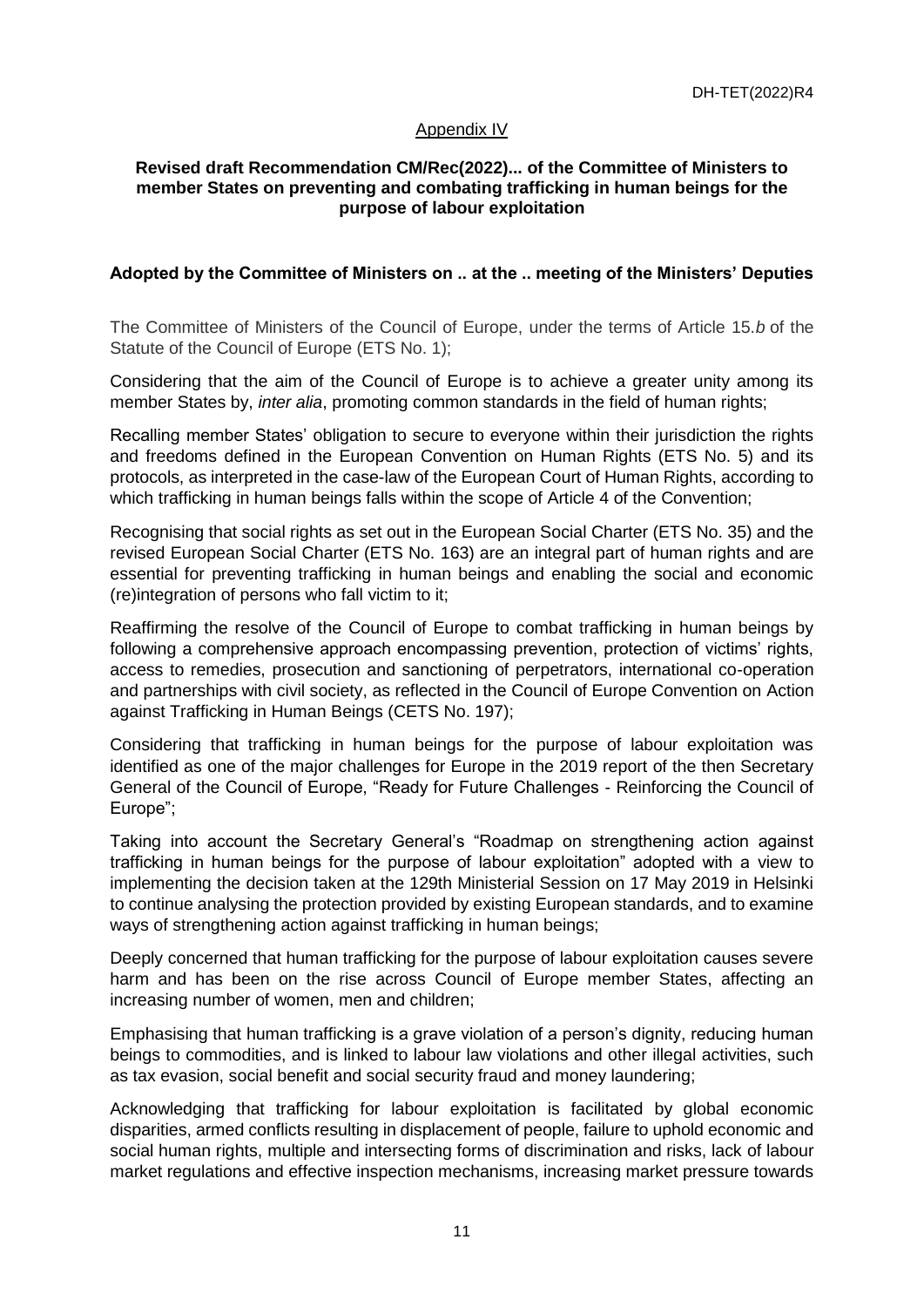Appendix IV

**Revised draft Recommendation CM/Rec(2022)... of the Committee of Ministers to member States on preventing and combating trafficking in human beings for the purpose of labour exploitation**

**Adopted by the Committee of Ministers on .. at the .. meeting of the Ministers' Deputies**

The Committee of Ministers of the Council of Europe, under the terms of Article 15.*b* of the Statute of the Council of Europe (ETS No. 1);

Considering that the aim of the Council of Europe is to achieve a greater unity among its member States by, *inter alia*, promoting common standards in the field of human rights;

Recalling member States' obligation to secure to everyone within their jurisdiction the rights and freedoms defined in the European Convention on Human Rights (ETS No. 5) and its protocols, as interpreted in the case-law of the European Court of Human Rights, according to which trafficking in human beings falls within the scope of Article 4 of the Convention;

Recognising that social rights as set out in the European Social Charter (ETS No. 35) and the revised European Social Charter (ETS No. 163) are an integral part of human rights and are essential for preventing trafficking in human beings and enabling the social and economic (re)integration of persons who fall victim to it;

Reaffirming the resolve of the Council of Europe to combat trafficking in human beings by following a comprehensive approach encompassing prevention, protection of victims' rights, access to remedies, prosecution and sanctioning of perpetrators, international co-operation and partnerships with civil society, as reflected in the Council of Europe Convention on Action against Trafficking in Human Beings (CETS No. 197);

Considering that trafficking in human beings for the purpose of labour exploitation was identified as one of the major challenges for Europe in the 2019 report of the then Secretary General of the Council of Europe, "Ready for Future Challenges - Reinforcing the Council of Europe";

Taking into account the Secretary General's "Roadmap on strengthening action against trafficking in human beings for the purpose of labour exploitation" adopted with a view to implementing the decision taken at the 129th Ministerial Session on 17 May 2019 in Helsinki to continue analysing the protection provided by existing European standards, and to examine ways of strengthening action against trafficking in human beings;

Deeply concerned that human trafficking for the purpose of labour exploitation causes severe harm and has been on the rise across Council of Europe member States, affecting an increasing number of women, men and children;

Emphasising that human trafficking is a grave violation of a person's dignity, reducing human beings to commodities, and is linked to labour law violations and other illegal activities, such as tax evasion, social benefit and social security fraud and money laundering;

Acknowledging that trafficking for labour exploitation is facilitated by global economic disparities, armed conflicts resulting in displacement of people, failure to uphold economic and social human rights, multiple and intersecting forms of discrimination and risks, lack of labour market regulations and effective inspection mechanisms, increasing market pressure towards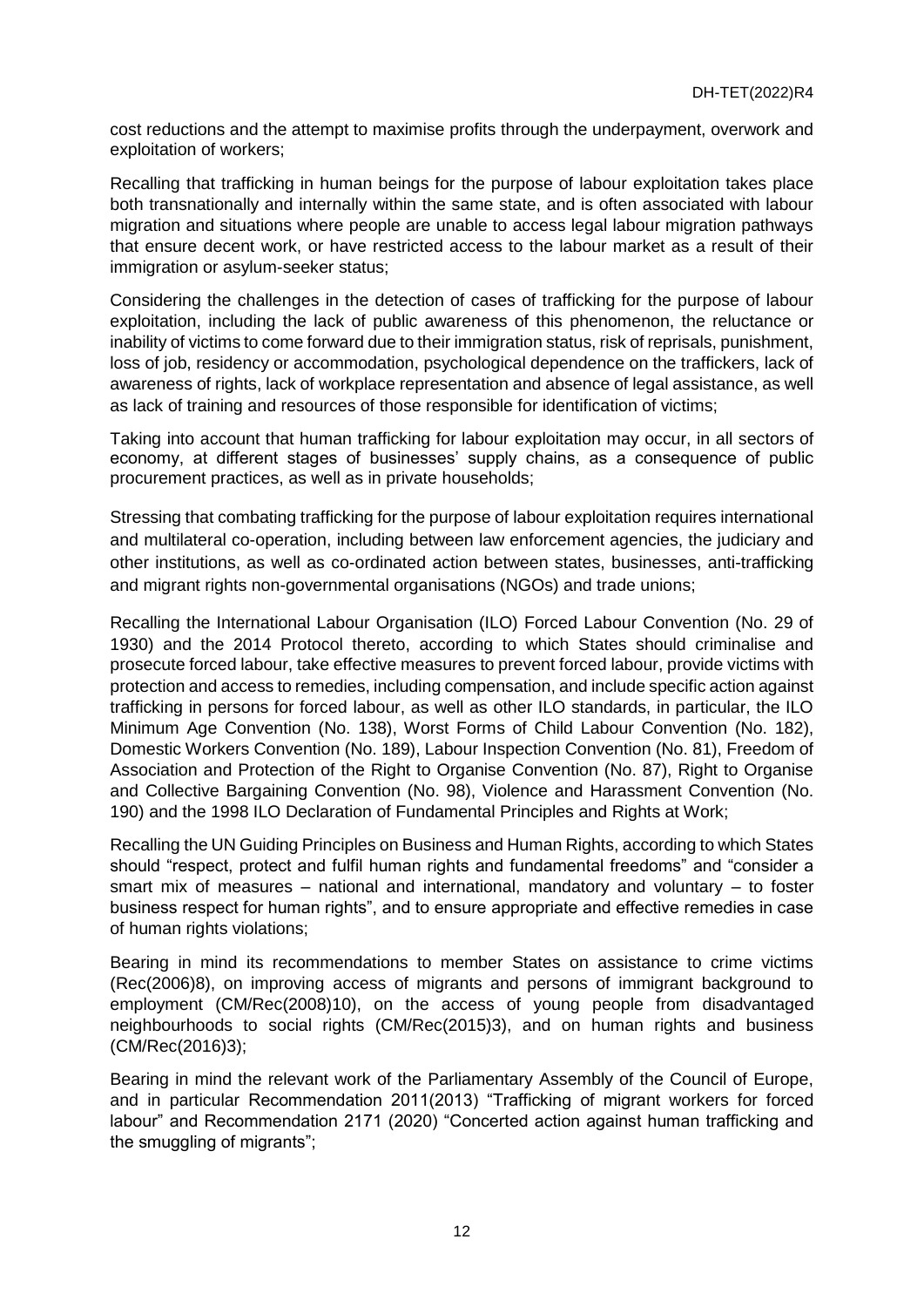cost reductions and the attempt to maximise profits through the underpayment, overwork and exploitation of workers;

Recalling that trafficking in human beings for the purpose of labour exploitation takes place both transnationally and internally within the same state, and is often associated with labour migration and situations where people are unable to access legal labour migration pathways that ensure decent work, or have restricted access to the labour market as a result of their immigration or asylum-seeker status;

Considering the challenges in the detection of cases of trafficking for the purpose of labour exploitation, including the lack of public awareness of this phenomenon, the reluctance or inability of victims to come forward due to their immigration status, risk of reprisals, punishment, loss of job, residency or accommodation, psychological dependence on the traffickers, lack of awareness of rights, lack of workplace representation and absence of legal assistance, as well as lack of training and resources of those responsible for identification of victims;

Taking into account that human trafficking for labour exploitation may occur, in all sectors of economy, at different stages of businesses' supply chains, as a consequence of public procurement practices, as well as in private households;

Stressing that combating trafficking for the purpose of labour exploitation requires international and multilateral co-operation, including between law enforcement agencies, the judiciary and other institutions, as well as co-ordinated action between states, businesses, anti-trafficking and migrant rights non-governmental organisations (NGOs) and trade unions;

Recalling the International Labour Organisation (ILO) Forced Labour Convention (No. 29 of 1930) and the 2014 Protocol thereto, according to which States should criminalise and prosecute forced labour, take effective measures to prevent forced labour, provide victims with protection and access to remedies, including compensation, and include specific action against trafficking in persons for forced labour, as well as other ILO standards, in particular, the ILO Minimum Age Convention (No. 138), Worst Forms of Child Labour Convention (No. 182), Domestic Workers Convention (No. 189), Labour Inspection Convention (No. 81), Freedom of Association and Protection of the Right to Organise Convention (No. 87), Right to Organise and Collective Bargaining Convention (No. 98), Violence and Harassment Convention (No. 190) and the 1998 ILO Declaration of Fundamental Principles and Rights at Work;

Recalling the UN Guiding Principles on Business and Human Rights, according to which States should "respect, protect and fulfil human rights and fundamental freedoms" and "consider a smart mix of measures – national and international, mandatory and voluntary – to foster business respect for human rights", and to ensure appropriate and effective remedies in case of human rights violations;

Bearing in mind its recommendations to member States on assistance to crime victims (Rec(2006)8), on improving access of migrants and persons of immigrant background to employment (CM/Rec(2008)10), on the access of young people from disadvantaged neighbourhoods to social rights (CM/Rec(2015)3), and on human rights and business (CM/Rec(2016)3);

Bearing in mind the relevant work of the Parliamentary Assembly of the Council of Europe, and in particular Recommendation 2011(2013) "Trafficking of migrant workers for forced labour" and Recommendation 2171 (2020) "Concerted action against human trafficking and the smuggling of migrants";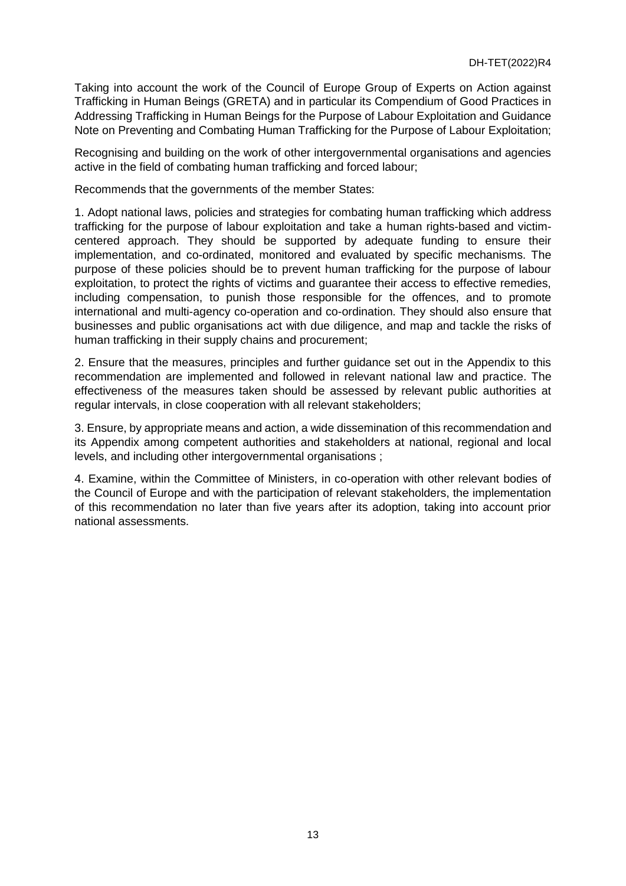Taking into account the work of the Council of Europe Group of Experts on Action against Trafficking in Human Beings (GRETA) and in particular its Compendium of Good Practices in Addressing Trafficking in Human Beings for the Purpose of Labour Exploitation and Guidance Note on Preventing and Combating Human Trafficking for the Purpose of Labour Exploitation;

Recognising and building on the work of other intergovernmental organisations and agencies active in the field of combating human trafficking and forced labour;

Recommends that the governments of the member States:

1. Adopt national laws, policies and strategies for combating human trafficking which address trafficking for the purpose of labour exploitation and take a human rights-based and victim-centered approach. They should be supported by adequate funding to ensure their implementation, and co-ordinated, monitored and evaluated by specific mechanisms. The purpose of these policies should be to prevent human trafficking for the purpose of labour exploitation, to protect the rights of victims and guarantee their access to effective remedies, including compensation, to punish those responsible for the offences, and to promote international and multi-agency co-operation and co-ordination. They should also ensure that businesses and public organisations act with due diligence, and map and tackle the risks of human trafficking in their supply chains and procurement;

2. Ensure that the measures, principles and further guidance set out in the Appendix to this recommendation are implemented and followed in relevant national law and practice. The effectiveness of the measures taken should be assessed by relevant public authorities at regular intervals, in close cooperation with all relevant stakeholders;

3. Ensure, by appropriate means and action, a wide dissemination of this recommendation and its Appendix among competent authorities and stakeholders at national, regional and local levels, and including other intergovernmental organisations ;

4. Examine, within the Committee of Ministers, in co-operation with other relevant bodies of the Council of Europe and with the participation of relevant stakeholders, the implementation of this recommendation no later than five years after its adoption, taking into account prior national assessments.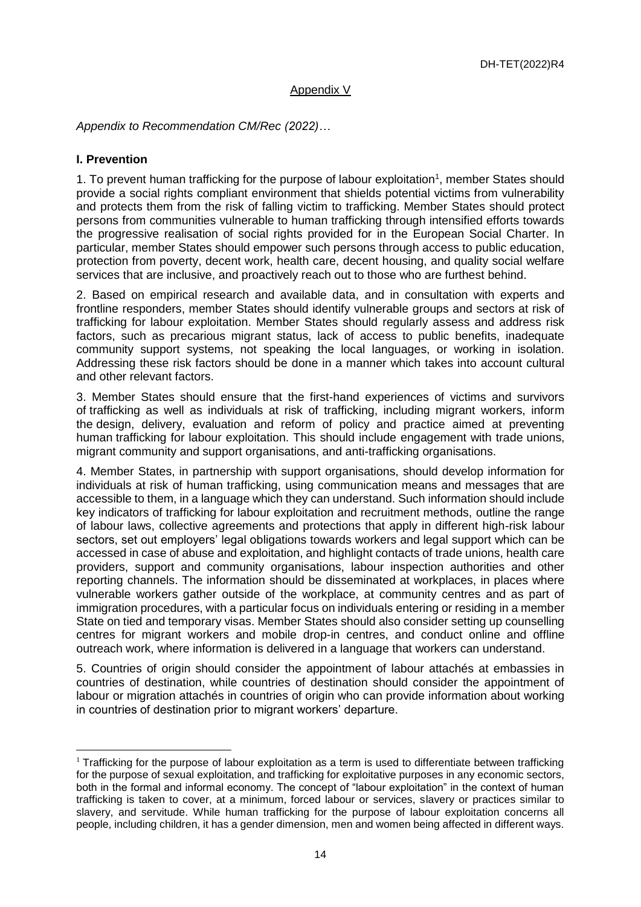Appendix V

*Appendix to Recommendation CM/Rec (2022)…*

## I. Prevention

1. To prevent human trafficking for the purpose of labour exploitation[1], member States should provide a social rights compliant environment that shields potential victims from vulnerability and protects them from the risk of falling victim to trafficking. Member States should protect persons from communities vulnerable to human trafficking through intensified efforts towards the progressive realisation of social rights provided for in the European Social Charter. In particular, member States should empower such persons through access to public education, protection from poverty, decent work, health care, decent housing, and quality social welfare services that are inclusive, and proactively reach out to those who are furthest behind.

2. Based on empirical research and available data, and in consultation with experts and frontline responders, member States should identify vulnerable groups and sectors at risk of trafficking for labour exploitation. Member States should regularly assess and address risk factors, such as precarious migrant status, lack of access to public benefits, inadequate community support systems, not speaking the local languages, or working in isolation. Addressing these risk factors should be done in a manner which takes into account cultural and other relevant factors.

3. Member States should ensure that the first-hand experiences of victims and survivors of trafficking as well as individuals at risk of trafficking, including migrant workers, inform the design, delivery, evaluation and reform of policy and practice aimed at preventing human trafficking for labour exploitation. This should include engagement with trade unions, migrant community and support organisations, and anti-trafficking organisations.

4. Member States, in partnership with support organisations, should develop information for individuals at risk of human trafficking, using communication means and messages that are accessible to them, in a language which they can understand. Such information should include key indicators of trafficking for labour exploitation and recruitment methods, outline the range of labour laws, collective agreements and protections that apply in different high-risk labour sectors, set out employers' legal obligations towards workers and legal support which can be accessed in case of abuse and exploitation, and highlight contacts of trade unions, health care providers, support and community organisations, labour inspection authorities and other reporting channels. The information should be disseminated at workplaces, in places where vulnerable workers gather outside of the workplace, at community centres and as part of immigration procedures, with a particular focus on individuals entering or residing in a member State on tied and temporary visas. Member States should also consider setting up counselling centres for migrant workers and mobile drop-in centres, and conduct online and offline outreach work, where information is delivered in a language that workers can understand.

5. Countries of origin should consider the appointment of labour attachés at embassies in countries of destination, while countries of destination should consider the appointment of labour or migration attachés in countries of origin who can provide information about working in countries of destination prior to migrant workers' departure.

---

[1] Trafficking for the purpose of labour exploitation as a term is used to differentiate between trafficking for the purpose of sexual exploitation, and trafficking for exploitative purposes in any economic sectors, both in the formal and informal economy. The concept of "labour exploitation" in the context of human trafficking is taken to cover, at a minimum, forced labour or services, slavery or practices similar to slavery, and servitude. While human trafficking for the purpose of labour exploitation concerns all people, including children, it has a gender dimension, men and women being affected in different ways.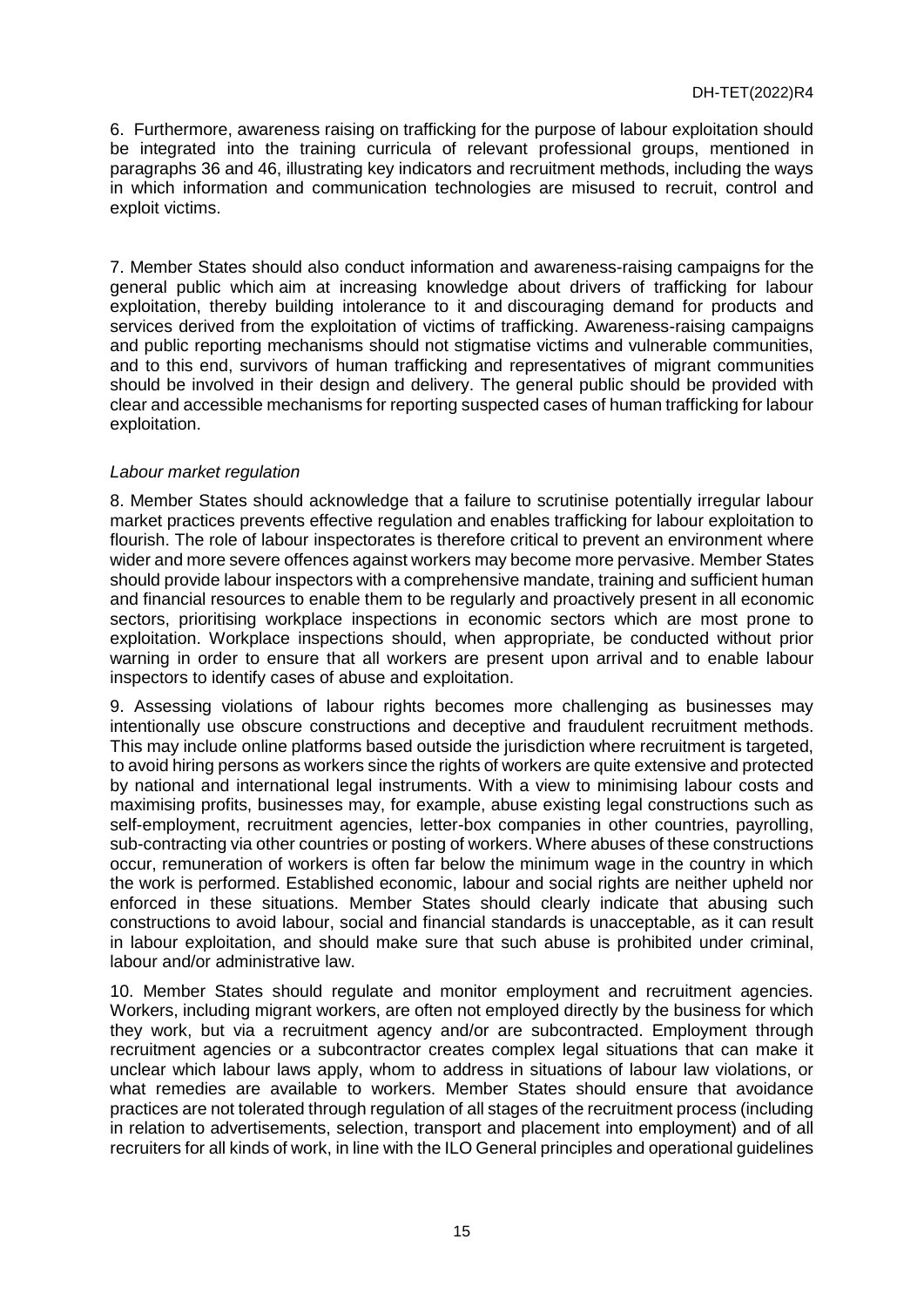6. Furthermore, awareness raising on trafficking for the purpose of labour exploitation should be integrated into the training curricula of relevant professional groups, mentioned in paragraphs 36 and 46, illustrating key indicators and recruitment methods, including the ways in which information and communication technologies are misused to recruit, control and exploit victims.

7. Member States should also conduct information and awareness-raising campaigns for the general public which aim at increasing knowledge about drivers of trafficking for labour exploitation, thereby building intolerance to it and discouraging demand for products and services derived from the exploitation of victims of trafficking. Awareness-raising campaigns and public reporting mechanisms should not stigmatise victims and vulnerable communities, and to this end, survivors of human trafficking and representatives of migrant communities should be involved in their design and delivery. The general public should be provided with clear and accessible mechanisms for reporting suspected cases of human trafficking for labour exploitation.

*Labour market regulation*

8. Member States should acknowledge that a failure to scrutinise potentially irregular labour market practices prevents effective regulation and enables trafficking for labour exploitation to flourish. The role of labour inspectorates is therefore critical to prevent an environment where wider and more severe offences against workers may become more pervasive. Member States should provide labour inspectors with a comprehensive mandate, training and sufficient human and financial resources to enable them to be regularly and proactively present in all economic sectors, prioritising workplace inspections in economic sectors which are most prone to exploitation. Workplace inspections should, when appropriate, be conducted without prior warning in order to ensure that all workers are present upon arrival and to enable labour inspectors to identify cases of abuse and exploitation.

9. Assessing violations of labour rights becomes more challenging as businesses may intentionally use obscure constructions and deceptive and fraudulent recruitment methods. This may include online platforms based outside the jurisdiction where recruitment is targeted, to avoid hiring persons as workers since the rights of workers are quite extensive and protected by national and international legal instruments. With a view to minimising labour costs and maximising profits, businesses may, for example, abuse existing legal constructions such as self-employment, recruitment agencies, letter-box companies in other countries, payrolling, sub-contracting via other countries or posting of workers. Where abuses of these constructions occur, remuneration of workers is often far below the minimum wage in the country in which the work is performed. Established economic, labour and social rights are neither upheld nor enforced in these situations. Member States should clearly indicate that abusing such constructions to avoid labour, social and financial standards is unacceptable, as it can result in labour exploitation, and should make sure that such abuse is prohibited under criminal, labour and/or administrative law.

10. Member States should regulate and monitor employment and recruitment agencies. Workers, including migrant workers, are often not employed directly by the business for which they work, but via a recruitment agency and/or are subcontracted. Employment through recruitment agencies or a subcontractor creates complex legal situations that can make it unclear which labour laws apply, whom to address in situations of labour law violations, or what remedies are available to workers. Member States should ensure that avoidance practices are not tolerated through regulation of all stages of the recruitment process (including in relation to advertisements, selection, transport and placement into employment) and of all recruiters for all kinds of work, in line with the ILO General principles and operational guidelines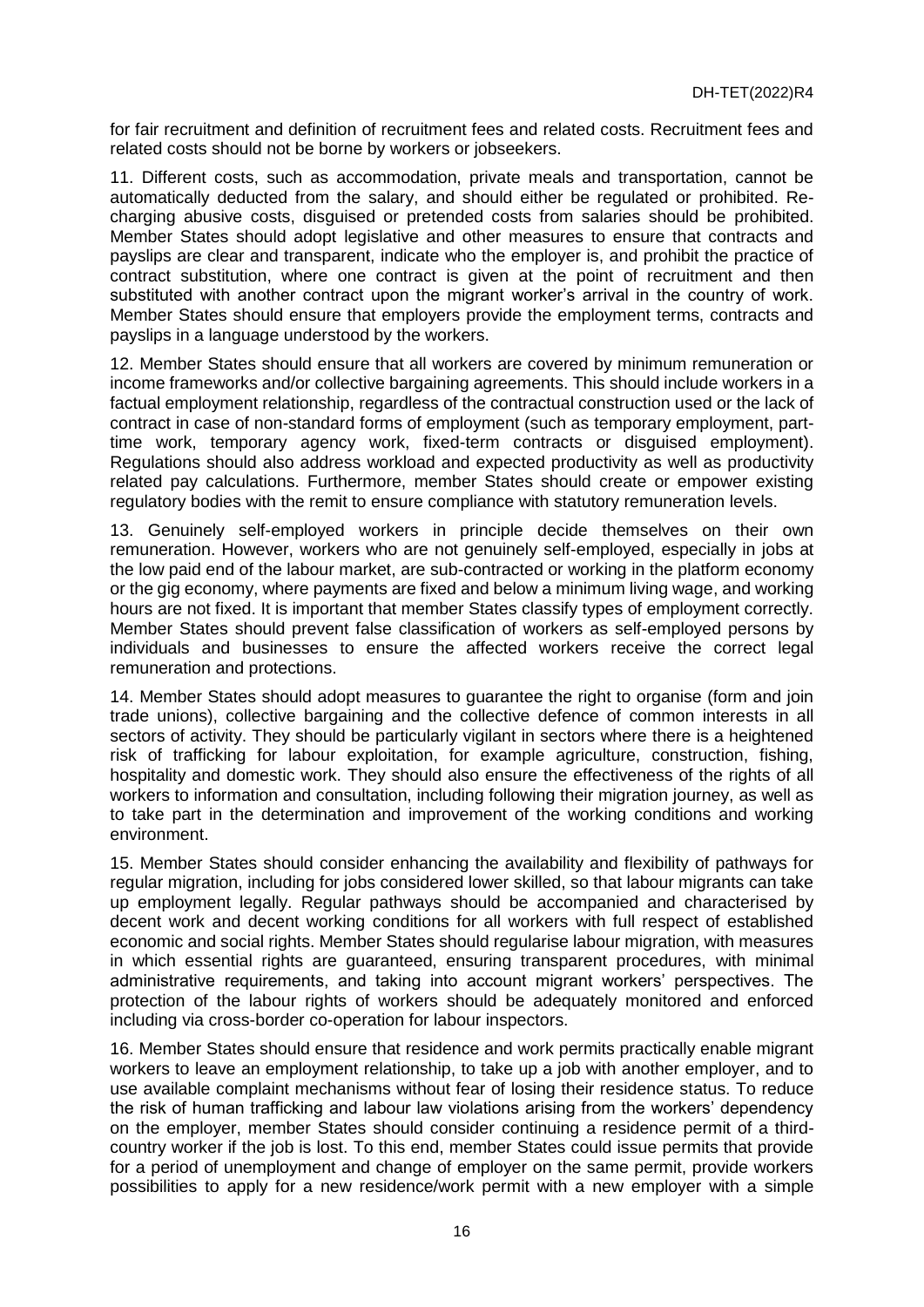for fair recruitment and definition of recruitment fees and related costs. Recruitment fees and related costs should not be borne by workers or jobseekers.

11. Different costs, such as accommodation, private meals and transportation, cannot be automatically deducted from the salary, and should either be regulated or prohibited. Re-charging abusive costs, disguised or pretended costs from salaries should be prohibited. Member States should adopt legislative and other measures to ensure that contracts and payslips are clear and transparent, indicate who the employer is, and prohibit the practice of contract substitution, where one contract is given at the point of recruitment and then substituted with another contract upon the migrant worker's arrival in the country of work. Member States should ensure that employers provide the employment terms, contracts and payslips in a language understood by the workers.

12. Member States should ensure that all workers are covered by minimum remuneration or income frameworks and/or collective bargaining agreements. This should include workers in a factual employment relationship, regardless of the contractual construction used or the lack of contract in case of non-standard forms of employment (such as temporary employment, part-time work, temporary agency work, fixed-term contracts or disguised employment). Regulations should also address workload and expected productivity as well as productivity related pay calculations. Furthermore, member States should create or empower existing regulatory bodies with the remit to ensure compliance with statutory remuneration levels.

13. Genuinely self-employed workers in principle decide themselves on their own remuneration. However, workers who are not genuinely self-employed, especially in jobs at the low paid end of the labour market, are sub-contracted or working in the platform economy or the gig economy, where payments are fixed and below a minimum living wage, and working hours are not fixed. It is important that member States classify types of employment correctly. Member States should prevent false classification of workers as self-employed persons by individuals and businesses to ensure the affected workers receive the correct legal remuneration and protections.

14. Member States should adopt measures to guarantee the right to organise (form and join trade unions), collective bargaining and the collective defence of common interests in all sectors of activity. They should be particularly vigilant in sectors where there is a heightened risk of trafficking for labour exploitation, for example agriculture, construction, fishing, hospitality and domestic work. They should also ensure the effectiveness of the rights of all workers to information and consultation, including following their migration journey, as well as to take part in the determination and improvement of the working conditions and working environment.

15. Member States should consider enhancing the availability and flexibility of pathways for regular migration, including for jobs considered lower skilled, so that labour migrants can take up employment legally. Regular pathways should be accompanied and characterised by decent work and decent working conditions for all workers with full respect of established economic and social rights. Member States should regularise labour migration, with measures in which essential rights are guaranteed, ensuring transparent procedures, with minimal administrative requirements, and taking into account migrant workers' perspectives. The protection of the labour rights of workers should be adequately monitored and enforced including via cross-border co-operation for labour inspectors.

16. Member States should ensure that residence and work permits practically enable migrant workers to leave an employment relationship, to take up a job with another employer, and to use available complaint mechanisms without fear of losing their residence status. To reduce the risk of human trafficking and labour law violations arising from the workers' dependency on the employer, member States should consider continuing a residence permit of a third-country worker if the job is lost. To this end, member States could issue permits that provide for a period of unemployment and change of employer on the same permit, provide workers possibilities to apply for a new residence/work permit with a new employer with a simple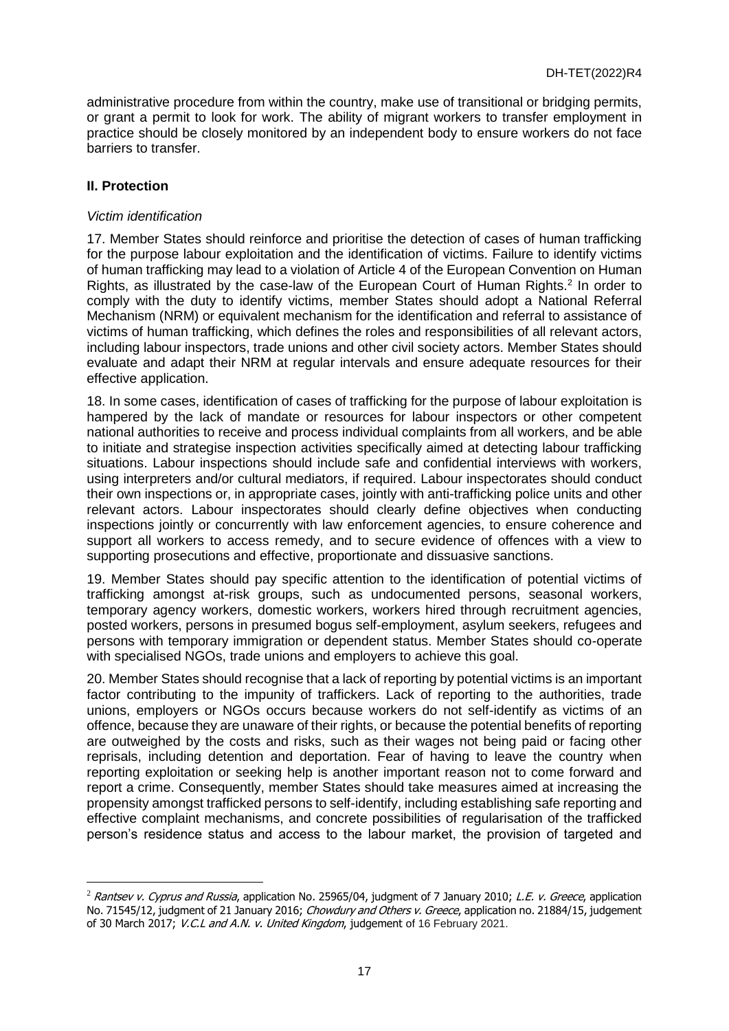administrative procedure from within the country, make use of transitional or bridging permits, or grant a permit to look for work. The ability of migrant workers to transfer employment in practice should be closely monitored by an independent body to ensure workers do not face barriers to transfer.

## II. Protection

*Victim identification*

17. Member States should reinforce and prioritise the detection of cases of human trafficking for the purpose labour exploitation and the identification of victims. Failure to identify victims of human trafficking may lead to a violation of Article 4 of the European Convention on Human Rights, as illustrated by the case-law of the European Court of Human Rights.[2] In order to comply with the duty to identify victims, member States should adopt a National Referral Mechanism (NRM) or equivalent mechanism for the identification and referral to assistance of victims of human trafficking, which defines the roles and responsibilities of all relevant actors, including labour inspectors, trade unions and other civil society actors. Member States should evaluate and adapt their NRM at regular intervals and ensure adequate resources for their effective application.

18. In some cases, identification of cases of trafficking for the purpose of labour exploitation is hampered by the lack of mandate or resources for labour inspectors or other competent national authorities to receive and process individual complaints from all workers, and be able to initiate and strategise inspection activities specifically aimed at detecting labour trafficking situations. Labour inspections should include safe and confidential interviews with workers, using interpreters and/or cultural mediators, if required. Labour inspectorates should conduct their own inspections or, in appropriate cases, jointly with anti-trafficking police units and other relevant actors. Labour inspectorates should clearly define objectives when conducting inspections jointly or concurrently with law enforcement agencies, to ensure coherence and support all workers to access remedy, and to secure evidence of offences with a view to supporting prosecutions and effective, proportionate and dissuasive sanctions.

19. Member States should pay specific attention to the identification of potential victims of trafficking amongst at-risk groups, such as undocumented persons, seasonal workers, temporary agency workers, domestic workers, workers hired through recruitment agencies, posted workers, persons in presumed bogus self-employment, asylum seekers, refugees and persons with temporary immigration or dependent status. Member States should co-operate with specialised NGOs, trade unions and employers to achieve this goal.

20. Member States should recognise that a lack of reporting by potential victims is an important factor contributing to the impunity of traffickers. Lack of reporting to the authorities, trade unions, employers or NGOs occurs because workers do not self-identify as victims of an offence, because they are unaware of their rights, or because the potential benefits of reporting are outweighed by the costs and risks, such as their wages not being paid or facing other reprisals, including detention and deportation. Fear of having to leave the country when reporting exploitation or seeking help is another important reason not to come forward and report a crime. Consequently, member States should take measures aimed at increasing the propensity amongst trafficked persons to self-identify, including establishing safe reporting and effective complaint mechanisms, and concrete possibilities of regularisation of the trafficked person's residence status and access to the labour market, the provision of targeted and

---

[2] *Rantsev v. Cyprus and Russia*, application No. 25965/04, judgment of 7 January 2010; *L.E. v. Greece*, application No. 71545/12, judgment of 21 January 2016; *Chowdury and Others v. Greece*, application no. 21884/15, judgement of 30 March 2017; *V.C.L and A.N. v. United Kingdom*, judgement of 16 February 2021.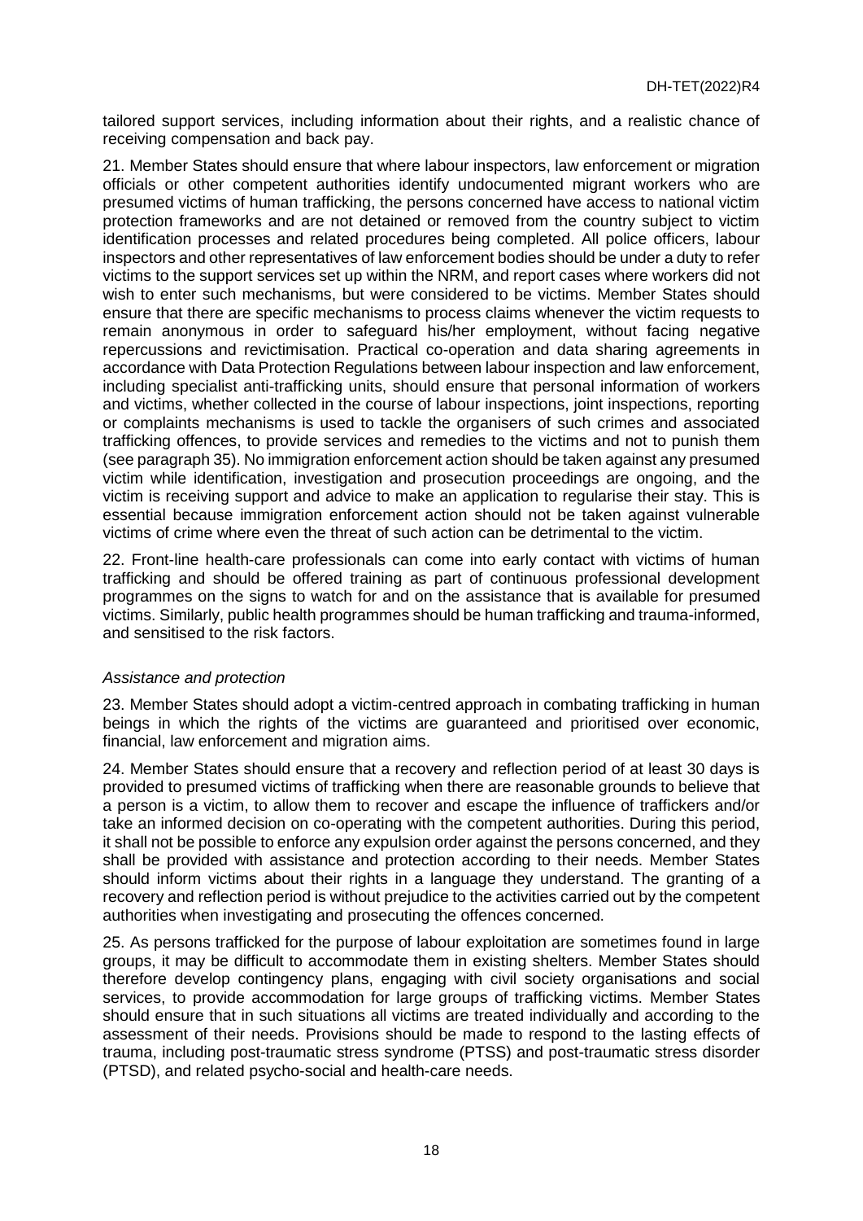tailored support services, including information about their rights, and a realistic chance of receiving compensation and back pay.

21. Member States should ensure that where labour inspectors, law enforcement or migration officials or other competent authorities identify undocumented migrant workers who are presumed victims of human trafficking, the persons concerned have access to national victim protection frameworks and are not detained or removed from the country subject to victim identification processes and related procedures being completed. All police officers, labour inspectors and other representatives of law enforcement bodies should be under a duty to refer victims to the support services set up within the NRM, and report cases where workers did not wish to enter such mechanisms, but were considered to be victims. Member States should ensure that there are specific mechanisms to process claims whenever the victim requests to remain anonymous in order to safeguard his/her employment, without facing negative repercussions and revictimisation. Practical co-operation and data sharing agreements in accordance with Data Protection Regulations between labour inspection and law enforcement, including specialist anti-trafficking units, should ensure that personal information of workers and victims, whether collected in the course of labour inspections, joint inspections, reporting or complaints mechanisms is used to tackle the organisers of such crimes and associated trafficking offences, to provide services and remedies to the victims and not to punish them (see paragraph 35). No immigration enforcement action should be taken against any presumed victim while identification, investigation and prosecution proceedings are ongoing, and the victim is receiving support and advice to make an application to regularise their stay. This is essential because immigration enforcement action should not be taken against vulnerable victims of crime where even the threat of such action can be detrimental to the victim.

22. Front-line health-care professionals can come into early contact with victims of human trafficking and should be offered training as part of continuous professional development programmes on the signs to watch for and on the assistance that is available for presumed victims. Similarly, public health programmes should be human trafficking and trauma-informed, and sensitised to the risk factors.

*Assistance and protection*

23. Member States should adopt a victim-centred approach in combating trafficking in human beings in which the rights of the victims are guaranteed and prioritised over economic, financial, law enforcement and migration aims.

24. Member States should ensure that a recovery and reflection period of at least 30 days is provided to presumed victims of trafficking when there are reasonable grounds to believe that a person is a victim, to allow them to recover and escape the influence of traffickers and/or take an informed decision on co-operating with the competent authorities. During this period, it shall not be possible to enforce any expulsion order against the persons concerned, and they shall be provided with assistance and protection according to their needs. Member States should inform victims about their rights in a language they understand. The granting of a recovery and reflection period is without prejudice to the activities carried out by the competent authorities when investigating and prosecuting the offences concerned.

25. As persons trafficked for the purpose of labour exploitation are sometimes found in large groups, it may be difficult to accommodate them in existing shelters. Member States should therefore develop contingency plans, engaging with civil society organisations and social services, to provide accommodation for large groups of trafficking victims. Member States should ensure that in such situations all victims are treated individually and according to the assessment of their needs. Provisions should be made to respond to the lasting effects of trauma, including post-traumatic stress syndrome (PTSS) and post-traumatic stress disorder (PTSD), and related psycho-social and health-care needs.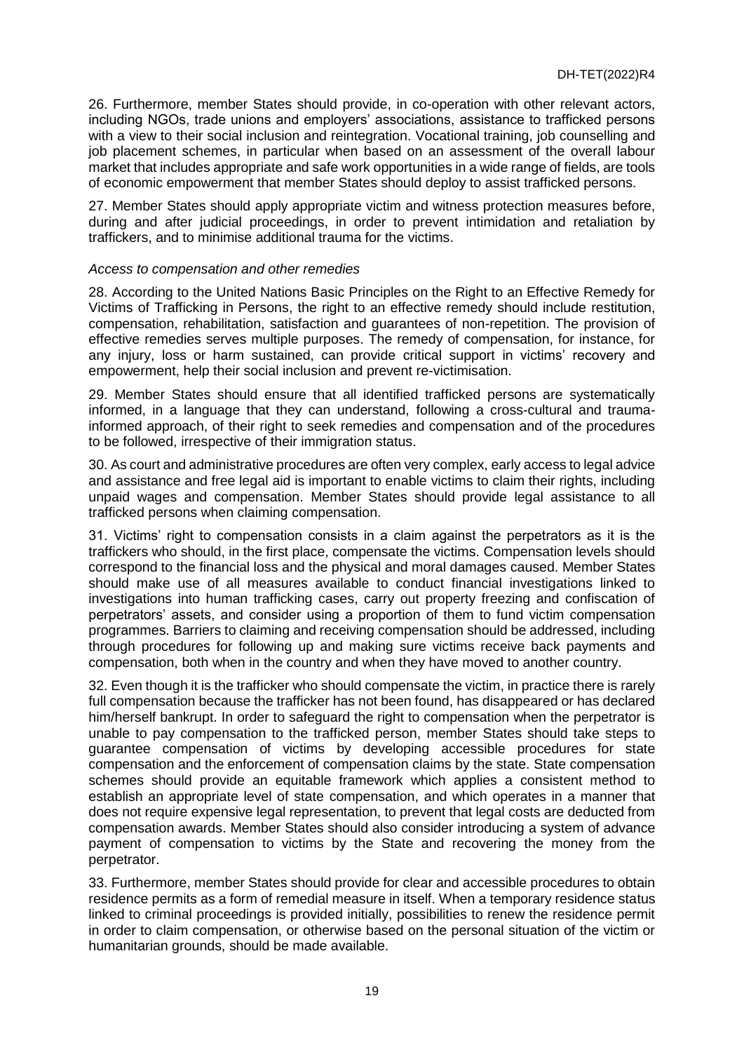26. Furthermore, member States should provide, in co-operation with other relevant actors, including NGOs, trade unions and employers' associations, assistance to trafficked persons with a view to their social inclusion and reintegration. Vocational training, job counselling and job placement schemes, in particular when based on an assessment of the overall labour market that includes appropriate and safe work opportunities in a wide range of fields, are tools of economic empowerment that member States should deploy to assist trafficked persons.

27. Member States should apply appropriate victim and witness protection measures before, during and after judicial proceedings, in order to prevent intimidation and retaliation by traffickers, and to minimise additional trauma for the victims.

*Access to compensation and other remedies*

28. According to the United Nations Basic Principles on the Right to an Effective Remedy for Victims of Trafficking in Persons, the right to an effective remedy should include restitution, compensation, rehabilitation, satisfaction and guarantees of non-repetition. The provision of effective remedies serves multiple purposes. The remedy of compensation, for instance, for any injury, loss or harm sustained, can provide critical support in victims' recovery and empowerment, help their social inclusion and prevent re-victimisation.

29. Member States should ensure that all identified trafficked persons are systematically informed, in a language that they can understand, following a cross-cultural and trauma-informed approach, of their right to seek remedies and compensation and of the procedures to be followed, irrespective of their immigration status.

30. As court and administrative procedures are often very complex, early access to legal advice and assistance and free legal aid is important to enable victims to claim their rights, including unpaid wages and compensation. Member States should provide legal assistance to all trafficked persons when claiming compensation.

31. Victims' right to compensation consists in a claim against the perpetrators as it is the traffickers who should, in the first place, compensate the victims. Compensation levels should correspond to the financial loss and the physical and moral damages caused. Member States should make use of all measures available to conduct financial investigations linked to investigations into human trafficking cases, carry out property freezing and confiscation of perpetrators' assets, and consider using a proportion of them to fund victim compensation programmes. Barriers to claiming and receiving compensation should be addressed, including through procedures for following up and making sure victims receive back payments and compensation, both when in the country and when they have moved to another country.

32. Even though it is the trafficker who should compensate the victim, in practice there is rarely full compensation because the trafficker has not been found, has disappeared or has declared him/herself bankrupt. In order to safeguard the right to compensation when the perpetrator is unable to pay compensation to the trafficked person, member States should take steps to guarantee compensation of victims by developing accessible procedures for state compensation and the enforcement of compensation claims by the state. State compensation schemes should provide an equitable framework which applies a consistent method to establish an appropriate level of state compensation, and which operates in a manner that does not require expensive legal representation, to prevent that legal costs are deducted from compensation awards. Member States should also consider introducing a system of advance payment of compensation to victims by the State and recovering the money from the perpetrator.

33. Furthermore, member States should provide for clear and accessible procedures to obtain residence permits as a form of remedial measure in itself. When a temporary residence status linked to criminal proceedings is provided initially, possibilities to renew the residence permit in order to claim compensation, or otherwise based on the personal situation of the victim or humanitarian grounds, should be made available.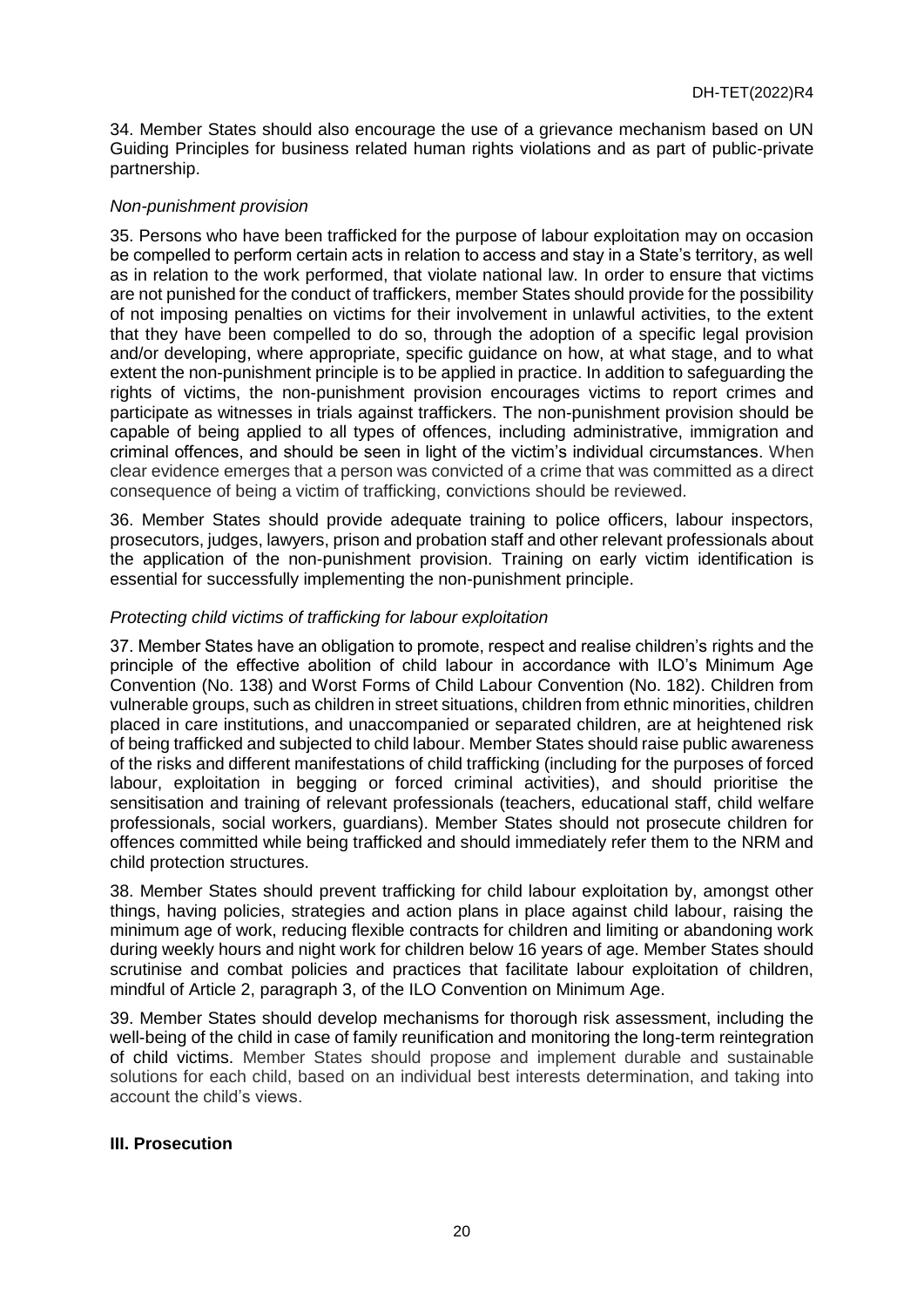34. Member States should also encourage the use of a grievance mechanism based on UN Guiding Principles for business related human rights violations and as part of public-private partnership.

*Non-punishment provision*

35. Persons who have been trafficked for the purpose of labour exploitation may on occasion be compelled to perform certain acts in relation to access and stay in a State's territory, as well as in relation to the work performed, that violate national law. In order to ensure that victims are not punished for the conduct of traffickers, member States should provide for the possibility of not imposing penalties on victims for their involvement in unlawful activities, to the extent that they have been compelled to do so, through the adoption of a specific legal provision and/or developing, where appropriate, specific guidance on how, at what stage, and to what extent the non-punishment principle is to be applied in practice. In addition to safeguarding the rights of victims, the non-punishment provision encourages victims to report crimes and participate as witnesses in trials against traffickers. The non-punishment provision should be capable of being applied to all types of offences, including administrative, immigration and criminal offences, and should be seen in light of the victim's individual circumstances. When clear evidence emerges that a person was convicted of a crime that was committed as a direct consequence of being a victim of trafficking, convictions should be reviewed.

36. Member States should provide adequate training to police officers, labour inspectors, prosecutors, judges, lawyers, prison and probation staff and other relevant professionals about the application of the non-punishment provision. Training on early victim identification is essential for successfully implementing the non-punishment principle.

*Protecting child victims of trafficking for labour exploitation*

37. Member States have an obligation to promote, respect and realise children's rights and the principle of the effective abolition of child labour in accordance with ILO's Minimum Age Convention (No. 138) and Worst Forms of Child Labour Convention (No. 182). Children from vulnerable groups, such as children in street situations, children from ethnic minorities, children placed in care institutions, and unaccompanied or separated children, are at heightened risk of being trafficked and subjected to child labour. Member States should raise public awareness of the risks and different manifestations of child trafficking (including for the purposes of forced labour, exploitation in begging or forced criminal activities), and should prioritise the sensitisation and training of relevant professionals (teachers, educational staff, child welfare professionals, social workers, guardians). Member States should not prosecute children for offences committed while being trafficked and should immediately refer them to the NRM and child protection structures.

38. Member States should prevent trafficking for child labour exploitation by, amongst other things, having policies, strategies and action plans in place against child labour, raising the minimum age of work, reducing flexible contracts for children and limiting or abandoning work during weekly hours and night work for children below 16 years of age. Member States should scrutinise and combat policies and practices that facilitate labour exploitation of children, mindful of Article 2, paragraph 3, of the ILO Convention on Minimum Age.

39. Member States should develop mechanisms for thorough risk assessment, including the well-being of the child in case of family reunification and monitoring the long-term reintegration of child victims. Member States should propose and implement durable and sustainable solutions for each child, based on an individual best interests determination, and taking into account the child's views.

## III. Prosecution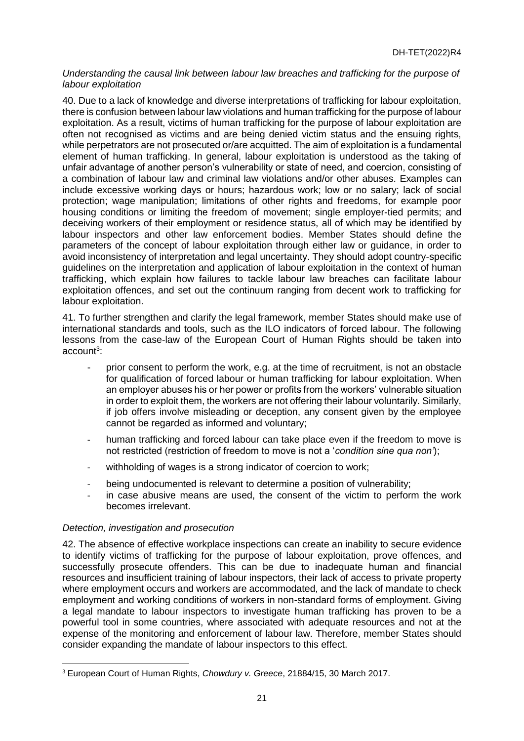*Understanding the causal link between labour law breaches and trafficking for the purpose of labour exploitation*

40. Due to a lack of knowledge and diverse interpretations of trafficking for labour exploitation, there is confusion between labour law violations and human trafficking for the purpose of labour exploitation. As a result, victims of human trafficking for the purpose of labour exploitation are often not recognised as victims and are being denied victim status and the ensuing rights, while perpetrators are not prosecuted or/are acquitted. The aim of exploitation is a fundamental element of human trafficking. In general, labour exploitation is understood as the taking of unfair advantage of another person's vulnerability or state of need, and coercion, consisting of a combination of labour law and criminal law violations and/or other abuses. Examples can include excessive working days or hours; hazardous work; low or no salary; lack of social protection; wage manipulation; limitations of other rights and freedoms, for example poor housing conditions or limiting the freedom of movement; single employer-tied permits; and deceiving workers of their employment or residence status, all of which may be identified by labour inspectors and other law enforcement bodies. Member States should define the parameters of the concept of labour exploitation through either law or guidance, in order to avoid inconsistency of interpretation and legal uncertainty. They should adopt country-specific guidelines on the interpretation and application of labour exploitation in the context of human trafficking, which explain how failures to tackle labour law breaches can facilitate labour exploitation offences, and set out the continuum ranging from decent work to trafficking for labour exploitation.

41. To further strengthen and clarify the legal framework, member States should make use of international standards and tools, such as the ILO indicators of forced labour. The following lessons from the case-law of the European Court of Human Rights should be taken into account[3]:

- prior consent to perform the work, e.g. at the time of recruitment, is not an obstacle for qualification of forced labour or human trafficking for labour exploitation. When an employer abuses his or her power or profits from the workers' vulnerable situation in order to exploit them, the workers are not offering their labour voluntarily. Similarly, if job offers involve misleading or deception, any consent given by the employee cannot be regarded as informed and voluntary;
- human trafficking and forced labour can take place even if the freedom to move is not restricted (restriction of freedom to move is not a '*condition sine qua non*');
- withholding of wages is a strong indicator of coercion to work;
- being undocumented is relevant to determine a position of vulnerability;
- in case abusive means are used, the consent of the victim to perform the work becomes irrelevant.

*Detection, investigation and prosecution*

42. The absence of effective workplace inspections can create an inability to secure evidence to identify victims of trafficking for the purpose of labour exploitation, prove offences, and successfully prosecute offenders. This can be due to inadequate human and financial resources and insufficient training of labour inspectors, their lack of access to private property where employment occurs and workers are accommodated, and the lack of mandate to check employment and working conditions of workers in non-standard forms of employment. Giving a legal mandate to labour inspectors to investigate human trafficking has proven to be a powerful tool in some countries, where associated with adequate resources and not at the expense of the monitoring and enforcement of labour law. Therefore, member States should consider expanding the mandate of labour inspectors to this effect.

[3] European Court of Human Rights, *Chowdury v. Greece*, 21884/15, 30 March 2017.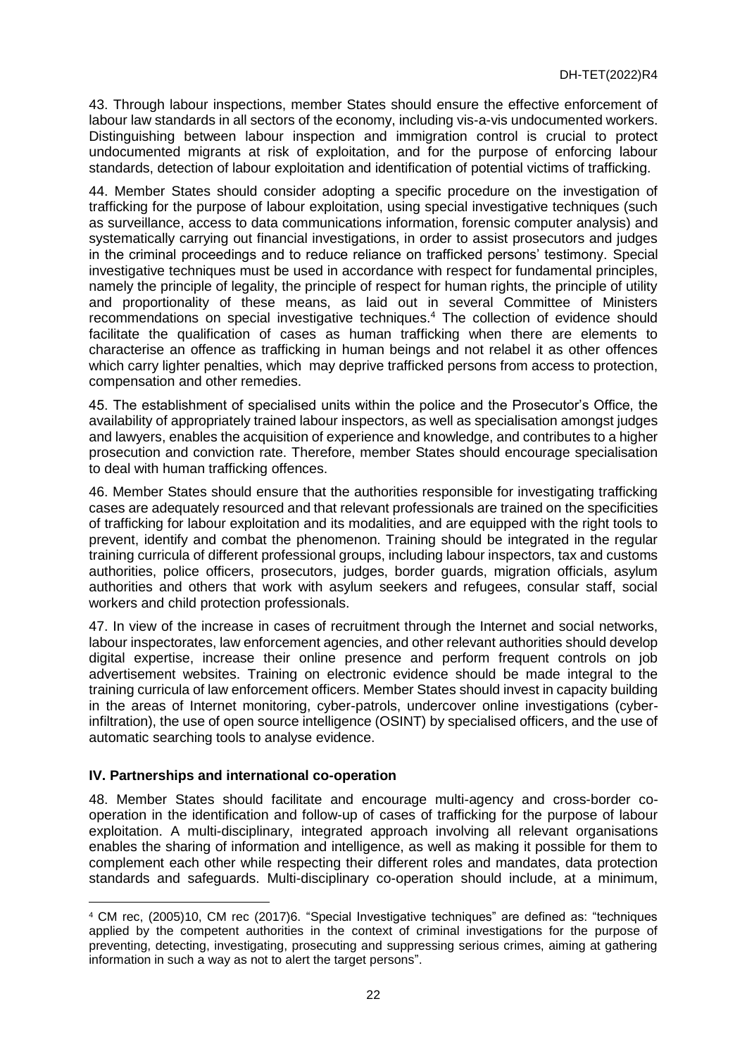43. Through labour inspections, member States should ensure the effective enforcement of labour law standards in all sectors of the economy, including vis-a-vis undocumented workers. Distinguishing between labour inspection and immigration control is crucial to protect undocumented migrants at risk of exploitation, and for the purpose of enforcing labour standards, detection of labour exploitation and identification of potential victims of trafficking.

44. Member States should consider adopting a specific procedure on the investigation of trafficking for the purpose of labour exploitation, using special investigative techniques (such as surveillance, access to data communications information, forensic computer analysis) and systematically carrying out financial investigations, in order to assist prosecutors and judges in the criminal proceedings and to reduce reliance on trafficked persons' testimony. Special investigative techniques must be used in accordance with respect for fundamental principles, namely the principle of legality, the principle of respect for human rights, the principle of utility and proportionality of these means, as laid out in several Committee of Ministers recommendations on special investigative techniques.[4] The collection of evidence should facilitate the qualification of cases as human trafficking when there are elements to characterise an offence as trafficking in human beings and not relabel it as other offences which carry lighter penalties, which may deprive trafficked persons from access to protection, compensation and other remedies.

45. The establishment of specialised units within the police and the Prosecutor's Office, the availability of appropriately trained labour inspectors, as well as specialisation amongst judges and lawyers, enables the acquisition of experience and knowledge, and contributes to a higher prosecution and conviction rate. Therefore, member States should encourage specialisation to deal with human trafficking offences.

46. Member States should ensure that the authorities responsible for investigating trafficking cases are adequately resourced and that relevant professionals are trained on the specificities of trafficking for labour exploitation and its modalities, and are equipped with the right tools to prevent, identify and combat the phenomenon. Training should be integrated in the regular training curricula of different professional groups, including labour inspectors, tax and customs authorities, police officers, prosecutors, judges, border guards, migration officials, asylum authorities and others that work with asylum seekers and refugees, consular staff, social workers and child protection professionals.

47. In view of the increase in cases of recruitment through the Internet and social networks, labour inspectorates, law enforcement agencies, and other relevant authorities should develop digital expertise, increase their online presence and perform frequent controls on job advertisement websites. Training on electronic evidence should be made integral to the training curricula of law enforcement officers. Member States should invest in capacity building in the areas of Internet monitoring, cyber-patrols, undercover online investigations (cyber-infiltration), the use of open source intelligence (OSINT) by specialised officers, and the use of automatic searching tools to analyse evidence.

## IV. Partnerships and international co-operation

48. Member States should facilitate and encourage multi-agency and cross-border co-operation in the identification and follow-up of cases of trafficking for the purpose of labour exploitation. A multi-disciplinary, integrated approach involving all relevant organisations enables the sharing of information and intelligence, as well as making it possible for them to complement each other while respecting their different roles and mandates, data protection standards and safeguards. Multi-disciplinary co-operation should include, at a minimum,

---

[4] CM rec, (2005)10, CM rec (2017)6. "Special Investigative techniques" are defined as: "techniques applied by the competent authorities in the context of criminal investigations for the purpose of preventing, detecting, investigating, prosecuting and suppressing serious crimes, aiming at gathering information in such a way as not to alert the target persons".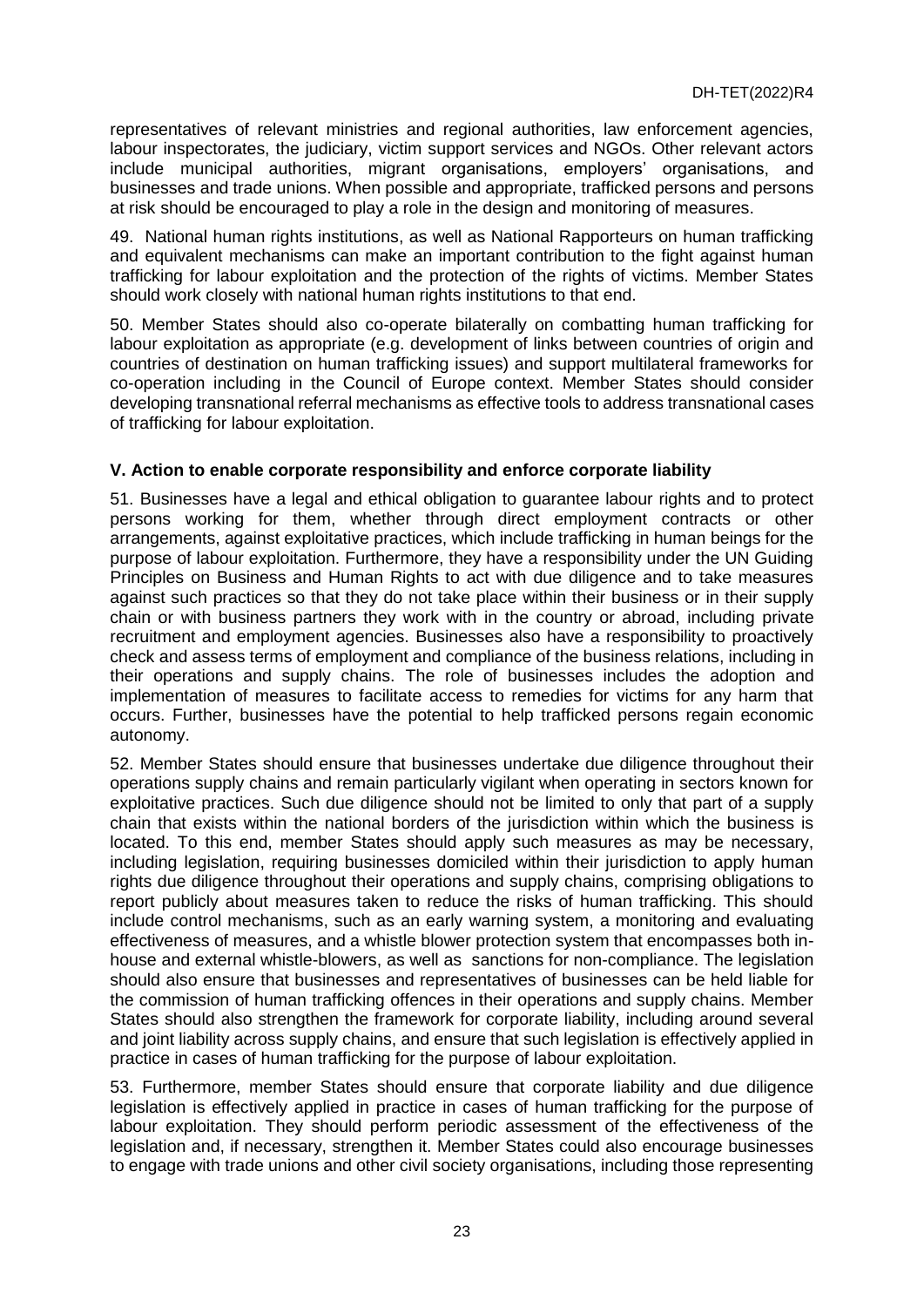representatives of relevant ministries and regional authorities, law enforcement agencies, labour inspectorates, the judiciary, victim support services and NGOs. Other relevant actors include municipal authorities, migrant organisations, employers' organisations, and businesses and trade unions. When possible and appropriate, trafficked persons and persons at risk should be encouraged to play a role in the design and monitoring of measures.

49. National human rights institutions, as well as National Rapporteurs on human trafficking and equivalent mechanisms can make an important contribution to the fight against human trafficking for labour exploitation and the protection of the rights of victims. Member States should work closely with national human rights institutions to that end.

50. Member States should also co-operate bilaterally on combatting human trafficking for labour exploitation as appropriate (e.g. development of links between countries of origin and countries of destination on human trafficking issues) and support multilateral frameworks for co-operation including in the Council of Europe context. Member States should consider developing transnational referral mechanisms as effective tools to address transnational cases of trafficking for labour exploitation.

### V. Action to enable corporate responsibility and enforce corporate liability

51. Businesses have a legal and ethical obligation to guarantee labour rights and to protect persons working for them, whether through direct employment contracts or other arrangements, against exploitative practices, which include trafficking in human beings for the purpose of labour exploitation. Furthermore, they have a responsibility under the UN Guiding Principles on Business and Human Rights to act with due diligence and to take measures against such practices so that they do not take place within their business or in their supply chain or with business partners they work with in the country or abroad, including private recruitment and employment agencies. Businesses also have a responsibility to proactively check and assess terms of employment and compliance of the business relations, including in their operations and supply chains. The role of businesses includes the adoption and implementation of measures to facilitate access to remedies for victims for any harm that occurs. Further, businesses have the potential to help trafficked persons regain economic autonomy.

52. Member States should ensure that businesses undertake due diligence throughout their operations supply chains and remain particularly vigilant when operating in sectors known for exploitative practices. Such due diligence should not be limited to only that part of a supply chain that exists within the national borders of the jurisdiction within which the business is located. To this end, member States should apply such measures as may be necessary, including legislation, requiring businesses domiciled within their jurisdiction to apply human rights due diligence throughout their operations and supply chains, comprising obligations to report publicly about measures taken to reduce the risks of human trafficking. This should include control mechanisms, such as an early warning system, a monitoring and evaluating effectiveness of measures, and a whistle blower protection system that encompasses both in-house and external whistle-blowers, as well as sanctions for non-compliance. The legislation should also ensure that businesses and representatives of businesses can be held liable for the commission of human trafficking offences in their operations and supply chains. Member States should also strengthen the framework for corporate liability, including around several and joint liability across supply chains, and ensure that such legislation is effectively applied in practice in cases of human trafficking for the purpose of labour exploitation.

53. Furthermore, member States should ensure that corporate liability and due diligence legislation is effectively applied in practice in cases of human trafficking for the purpose of labour exploitation. They should perform periodic assessment of the effectiveness of the legislation and, if necessary, strengthen it. Member States could also encourage businesses to engage with trade unions and other civil society organisations, including those representing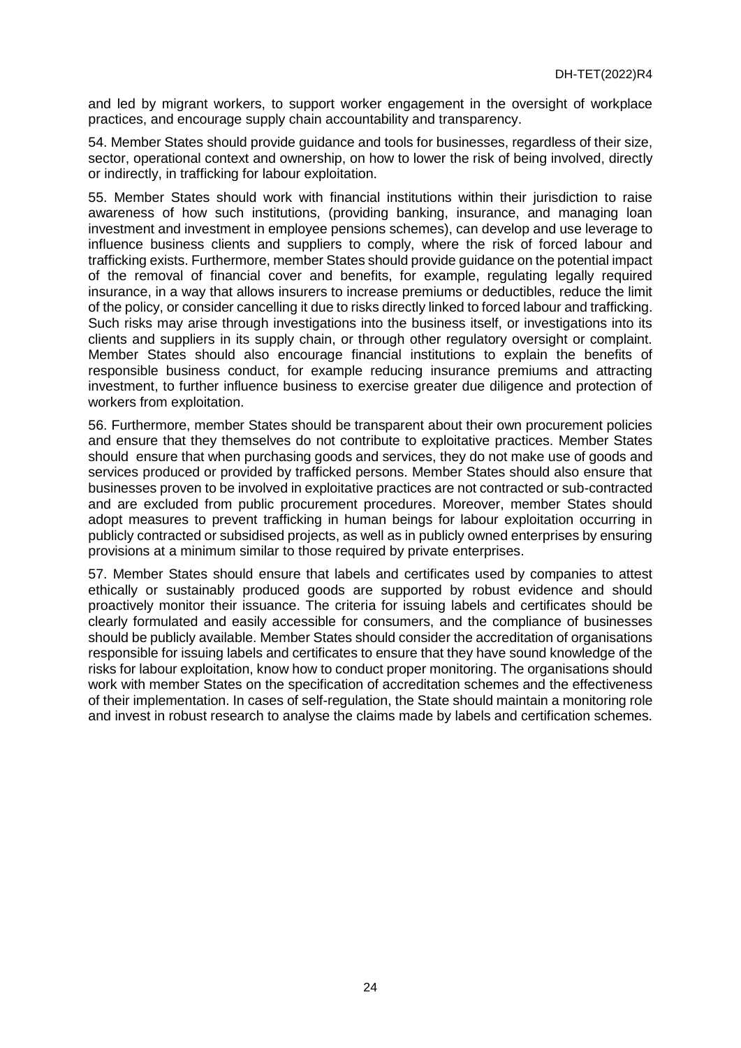and led by migrant workers, to support worker engagement in the oversight of workplace practices, and encourage supply chain accountability and transparency.

54. Member States should provide guidance and tools for businesses, regardless of their size, sector, operational context and ownership, on how to lower the risk of being involved, directly or indirectly, in trafficking for labour exploitation.

55. Member States should work with financial institutions within their jurisdiction to raise awareness of how such institutions, (providing banking, insurance, and managing loan investment and investment in employee pensions schemes), can develop and use leverage to influence business clients and suppliers to comply, where the risk of forced labour and trafficking exists. Furthermore, member States should provide guidance on the potential impact of the removal of financial cover and benefits, for example, regulating legally required insurance, in a way that allows insurers to increase premiums or deductibles, reduce the limit of the policy, or consider cancelling it due to risks directly linked to forced labour and trafficking. Such risks may arise through investigations into the business itself, or investigations into its clients and suppliers in its supply chain, or through other regulatory oversight or complaint. Member States should also encourage financial institutions to explain the benefits of responsible business conduct, for example reducing insurance premiums and attracting investment, to further influence business to exercise greater due diligence and protection of workers from exploitation.

56. Furthermore, member States should be transparent about their own procurement policies and ensure that they themselves do not contribute to exploitative practices. Member States should ensure that when purchasing goods and services, they do not make use of goods and services produced or provided by trafficked persons. Member States should also ensure that businesses proven to be involved in exploitative practices are not contracted or sub-contracted and are excluded from public procurement procedures. Moreover, member States should adopt measures to prevent trafficking in human beings for labour exploitation occurring in publicly contracted or subsidised projects, as well as in publicly owned enterprises by ensuring provisions at a minimum similar to those required by private enterprises.

57. Member States should ensure that labels and certificates used by companies to attest ethically or sustainably produced goods are supported by robust evidence and should proactively monitor their issuance. The criteria for issuing labels and certificates should be clearly formulated and easily accessible for consumers, and the compliance of businesses should be publicly available. Member States should consider the accreditation of organisations responsible for issuing labels and certificates to ensure that they have sound knowledge of the risks for labour exploitation, know how to conduct proper monitoring. The organisations should work with member States on the specification of accreditation schemes and the effectiveness of their implementation. In cases of self-regulation, the State should maintain a monitoring role and invest in robust research to analyse the claims made by labels and certification schemes.